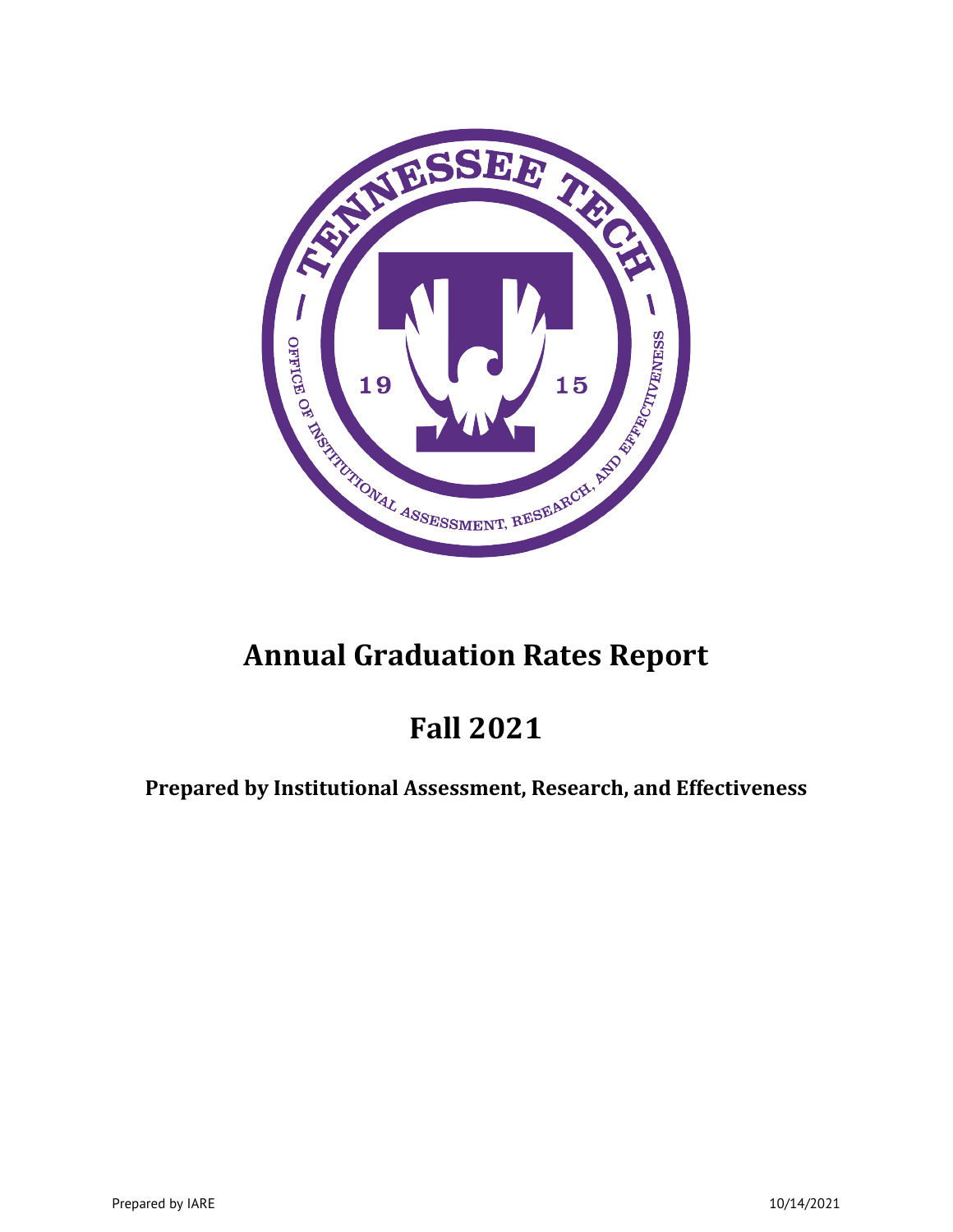# Annual Graduation Rates Report

# Fall 2021

**Prepared by Institutional Assessment, Research, and Effectiveness**

Prepared by IARE 10/14/2021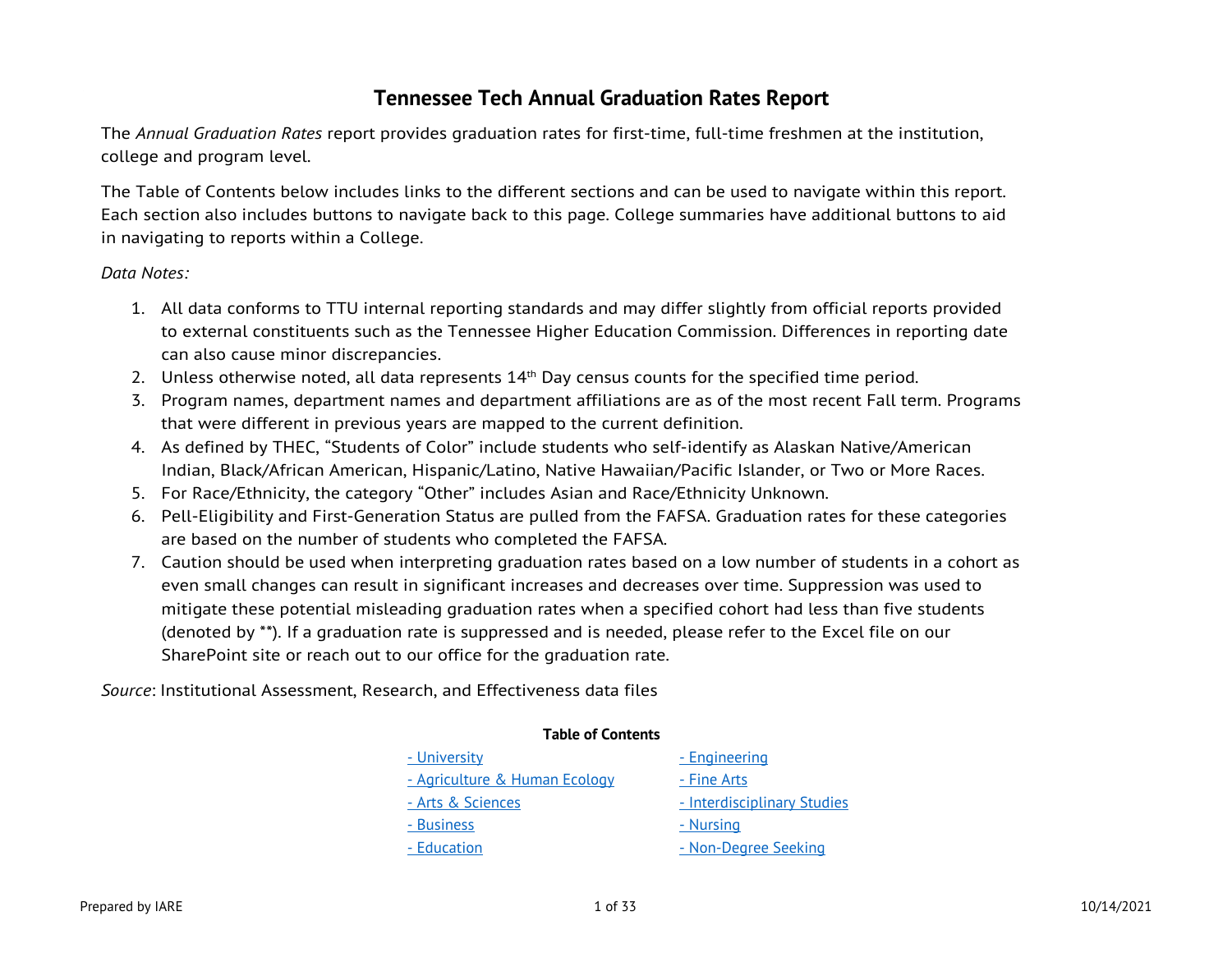# Tennessee Tech Annual Graduation Rates Report

The *Annual Graduation Rates* report provides graduation rates for first-time, full-time freshmen at the institution, college and program level.

The Table of Contents below includes links to the different sections and can be used to navigate within this report. Each section also includes buttons to navigate back to this page. College summaries have additional buttons to aid in navigating to reports within a College.

*Data Notes:*

1. All data conforms to TTU internal reporting standards and may differ slightly from official reports provided to external constituents such as the Tennessee Higher Education Commission. Differences in reporting date can also cause minor discrepancies.
2. Unless otherwise noted, all data represents 14th Day census counts for the specified time period.
3. Program names, department names and department affiliations are as of the most recent Fall term. Programs that were different in previous years are mapped to the current definition.
4. As defined by THEC, "Students of Color" include students who self-identify as Alaskan Native/American Indian, Black/African American, Hispanic/Latino, Native Hawaiian/Pacific Islander, or Two or More Races.
5. For Race/Ethnicity, the category "Other" includes Asian and Race/Ethnicity Unknown.
6. Pell-Eligibility and First-Generation Status are pulled from the FAFSA. Graduation rates for these categories are based on the number of students who completed the FAFSA.
7. Caution should be used when interpreting graduation rates based on a low number of students in a cohort as even small changes can result in significant increases and decreases over time. Suppression was used to mitigate these potential misleading graduation rates when a specified cohort had less than five students (denoted by **). If a graduation rate is suppressed and is needed, please refer to the Excel file on our SharePoint site or reach out to our office for the graduation rate.

*Source*: Institutional Assessment, Research, and Effectiveness data files

**Table of Contents**

- University
- Agriculture & Human Ecology
- Arts & Sciences
- Business
- Education
- Engineering
- Fine Arts
- Interdisciplinary Studies
- Nursing
- Non-Degree Seeking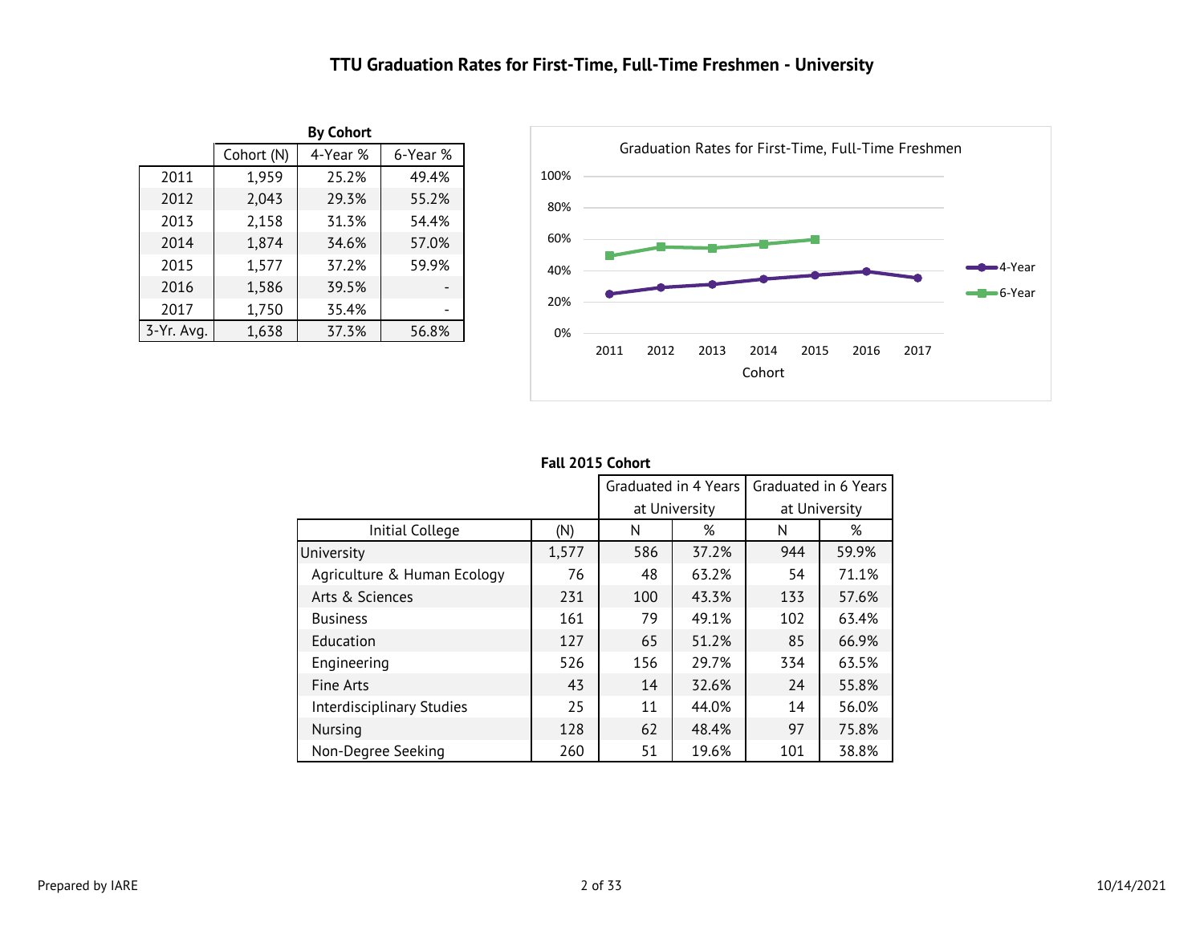# TTU Graduation Rates for First-Time, Full-Time Freshmen - University

**By Cohort**

| | Cohort (N) | 4-Year % | 6-Year % |
|---|---|---|---|
| 2011 | 1,959 | 25.2% | 49.4% |
| 2012 | 2,043 | 29.3% | 55.2% |
| 2013 | 2,158 | 31.3% | 54.4% |
| 2014 | 1,874 | 34.6% | 57.0% |
| 2015 | 1,577 | 37.2% | 59.9% |
| 2016 | 1,586 | 39.5% | - |
| 2017 | 1,750 | 35.4% | - |
| 3-Yr. Avg. | 1,638 | 37.3% | 56.8% |

Graduation Rates for First-Time, Full-Time Freshmen

| Cohort | 2011 | 2012 | 2013 | 2014 | 2015 | 2016 | 2017 |
|---|---|---|---|---|---|---|---|
| 4-Year | 25.2% | 29.3% | 31.3% | 34.6% | 37.2% | 39.5% | 35.4% |
| 6-Year | 49.4% | 55.2% | 54.4% | 57.0% | 59.9% | | |

**Fall 2015 Cohort**

| | | Graduated in 4 Years at University | | Graduated in 6 Years at University | |
|---|---|---|---|---|---|
| Initial College | (N) | N | % | N | % |
| University | 1,577 | 586 | 37.2% | 944 | 59.9% |
| Agriculture & Human Ecology | 76 | 48 | 63.2% | 54 | 71.1% |
| Arts & Sciences | 231 | 100 | 43.3% | 133 | 57.6% |
| Business | 161 | 79 | 49.1% | 102 | 63.4% |
| Education | 127 | 65 | 51.2% | 85 | 66.9% |
| Engineering | 526 | 156 | 29.7% | 334 | 63.5% |
| Fine Arts | 43 | 14 | 32.6% | 24 | 55.8% |
| Interdisciplinary Studies | 25 | 11 | 44.0% | 14 | 56.0% |
| Nursing | 128 | 62 | 48.4% | 97 | 75.8% |
| Non-Degree Seeking | 260 | 51 | 19.6% | 101 | 38.8% |

Prepared by IARE

10/14/2021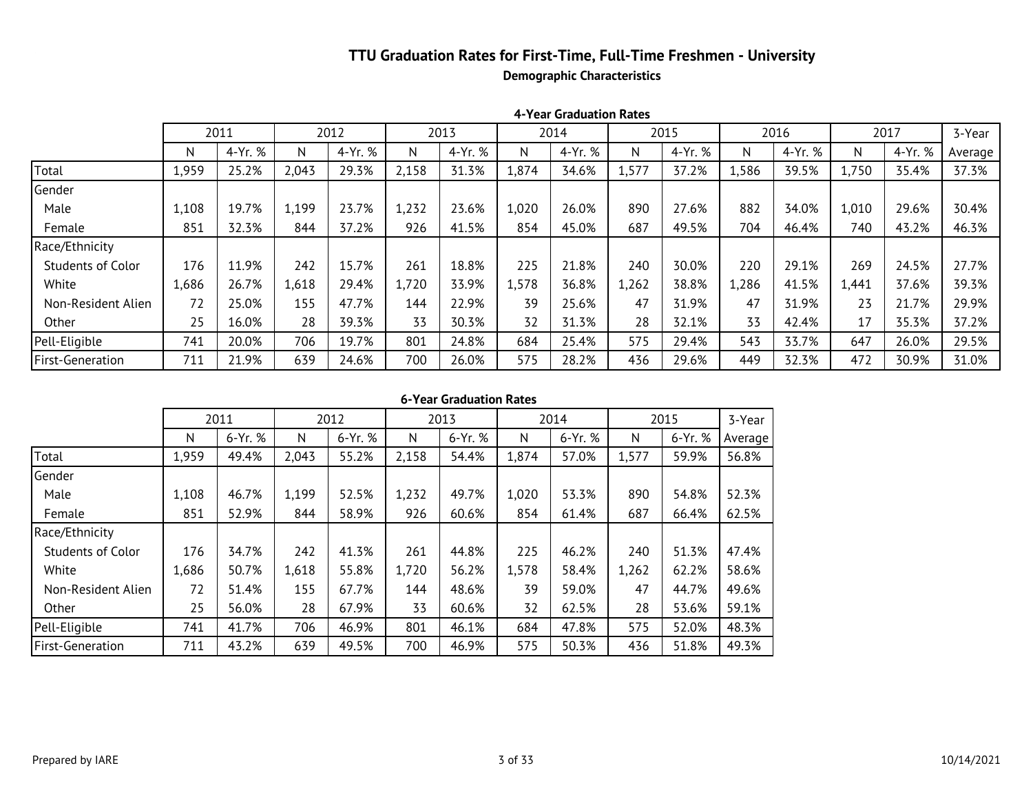# TTU Graduation Rates for First-Time, Full-Time Freshmen - University

## Demographic Characteristics

### 4-Year Graduation Rates

| | 2011 | | 2012 | | 2013 | | 2014 | | 2015 | | 2016 | | 2017 | | 3-Year |
|---|---|---|---|---|---|---|---|---|---|---|---|---|---|---|---|
| | N | 4-Yr. % | N | 4-Yr. % | N | 4-Yr. % | N | 4-Yr. % | N | 4-Yr. % | N | 4-Yr. % | N | 4-Yr. % | Average |
| Total | 1,959 | 25.2% | 2,043 | 29.3% | 2,158 | 31.3% | 1,874 | 34.6% | 1,577 | 37.2% | 1,586 | 39.5% | 1,750 | 35.4% | 37.3% |
| Gender | | | | | | | | | | | | | | | |
| Male | 1,108 | 19.7% | 1,199 | 23.7% | 1,232 | 23.6% | 1,020 | 26.0% | 890 | 27.6% | 882 | 34.0% | 1,010 | 29.6% | 30.4% |
| Female | 851 | 32.3% | 844 | 37.2% | 926 | 41.5% | 854 | 45.0% | 687 | 49.5% | 704 | 46.4% | 740 | 43.2% | 46.3% |
| Race/Ethnicity | | | | | | | | | | | | | | | |
| Students of Color | 176 | 11.9% | 242 | 15.7% | 261 | 18.8% | 225 | 21.8% | 240 | 30.0% | 220 | 29.1% | 269 | 24.5% | 27.7% |
| White | 1,686 | 26.7% | 1,618 | 29.4% | 1,720 | 33.9% | 1,578 | 36.8% | 1,262 | 38.8% | 1,286 | 41.5% | 1,441 | 37.6% | 39.3% |
| Non-Resident Alien | 72 | 25.0% | 155 | 47.7% | 144 | 22.9% | 39 | 25.6% | 47 | 31.9% | 47 | 31.9% | 23 | 21.7% | 29.9% |
| Other | 25 | 16.0% | 28 | 39.3% | 33 | 30.3% | 32 | 31.3% | 28 | 32.1% | 33 | 42.4% | 17 | 35.3% | 37.2% |
| Pell-Eligible | 741 | 20.0% | 706 | 19.7% | 801 | 24.8% | 684 | 25.4% | 575 | 29.4% | 543 | 33.7% | 647 | 26.0% | 29.5% |
| First-Generation | 711 | 21.9% | 639 | 24.6% | 700 | 26.0% | 575 | 28.2% | 436 | 29.6% | 449 | 32.3% | 472 | 30.9% | 31.0% |

### 6-Year Graduation Rates

| | 2011 | | 2012 | | 2013 | | 2014 | | 2015 | | 3-Year |
|---|---|---|---|---|---|---|---|---|---|---|---|
| | N | 6-Yr. % | N | 6-Yr. % | N | 6-Yr. % | N | 6-Yr. % | N | 6-Yr. % | Average |
| Total | 1,959 | 49.4% | 2,043 | 55.2% | 2,158 | 54.4% | 1,874 | 57.0% | 1,577 | 59.9% | 56.8% |
| Gender | | | | | | | | | | | |
| Male | 1,108 | 46.7% | 1,199 | 52.5% | 1,232 | 49.7% | 1,020 | 53.3% | 890 | 54.8% | 52.3% |
| Female | 851 | 52.9% | 844 | 58.9% | 926 | 60.6% | 854 | 61.4% | 687 | 66.4% | 62.5% |
| Race/Ethnicity | | | | | | | | | | | |
| Students of Color | 176 | 34.7% | 242 | 41.3% | 261 | 44.8% | 225 | 46.2% | 240 | 51.3% | 47.4% |
| White | 1,686 | 50.7% | 1,618 | 55.8% | 1,720 | 56.2% | 1,578 | 58.4% | 1,262 | 62.2% | 58.6% |
| Non-Resident Alien | 72 | 51.4% | 155 | 67.7% | 144 | 48.6% | 39 | 59.0% | 47 | 44.7% | 49.6% |
| Other | 25 | 56.0% | 28 | 67.9% | 33 | 60.6% | 32 | 62.5% | 28 | 53.6% | 59.1% |
| Pell-Eligible | 741 | 41.7% | 706 | 46.9% | 801 | 46.1% | 684 | 47.8% | 575 | 52.0% | 48.3% |
| First-Generation | 711 | 43.2% | 639 | 49.5% | 700 | 46.9% | 575 | 50.3% | 436 | 51.8% | 49.3% |

Prepared by IARE

10/14/2021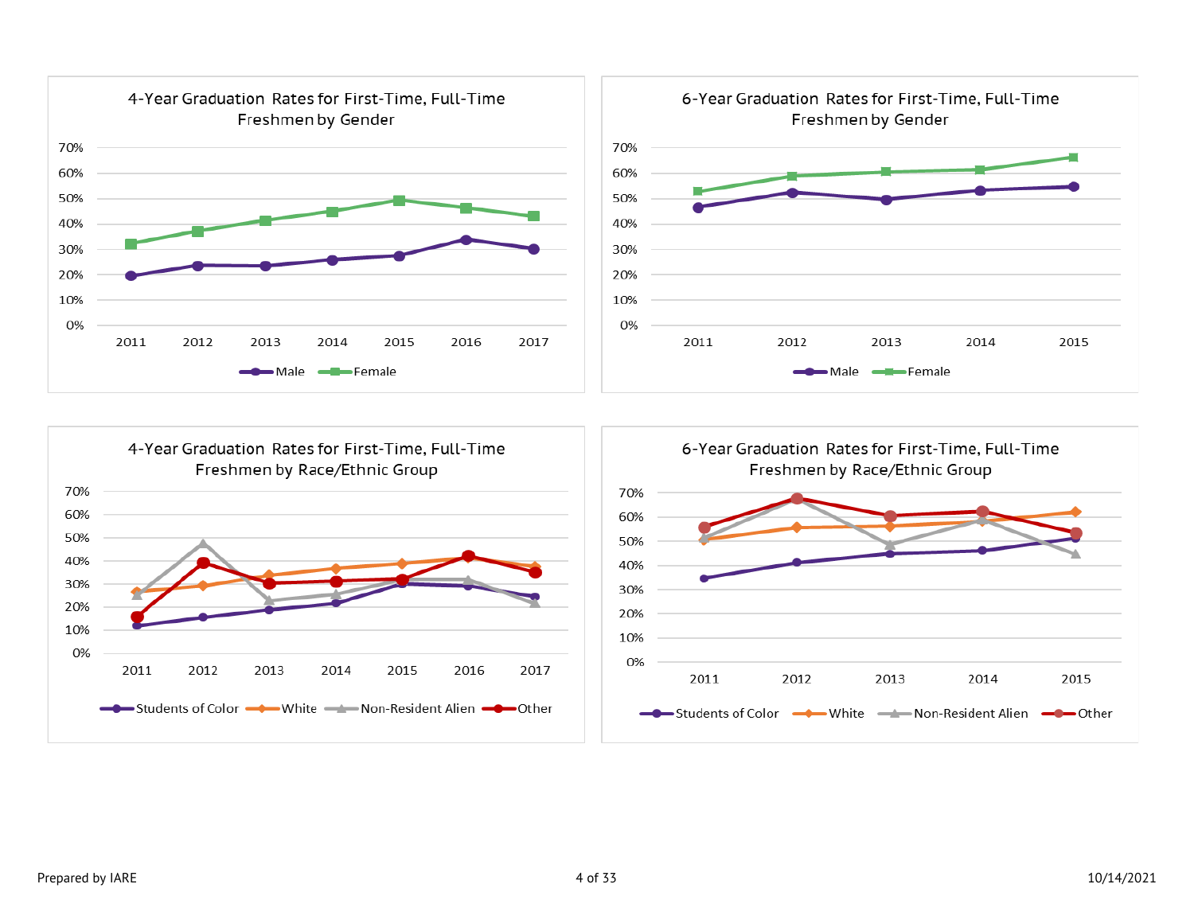### 4-Year Graduation Rates for First-Time, Full-Time Freshmen by Gender

70%
60%
50%
40%
30%
20%
10%
0%

2011 2012 2013 2014 2015 2016 2017

Male Female

### 6-Year Graduation Rates for First-Time, Full-Time Freshmen by Gender

70%
60%
50%
40%
30%
20%
10%
0%

2011 2012 2013 2014 2015

Male Female

### 4-Year Graduation Rates for First-Time, Full-Time Freshmen by Race/Ethnic Group

70%
60%
50%
40%
30%
20%
10%
0%

2011 2012 2013 2014 2015 2016 2017

Students of Color White Non-Resident Alien Other

### 6-Year Graduation Rates for First-Time, Full-Time Freshmen by Race/Ethnic Group

70%
60%
50%
40%
30%
20%
10%
0%

2011 2012 2013 2014 2015

Students of Color White Non-Resident Alien Other

Prepared by IARE 10/14/2021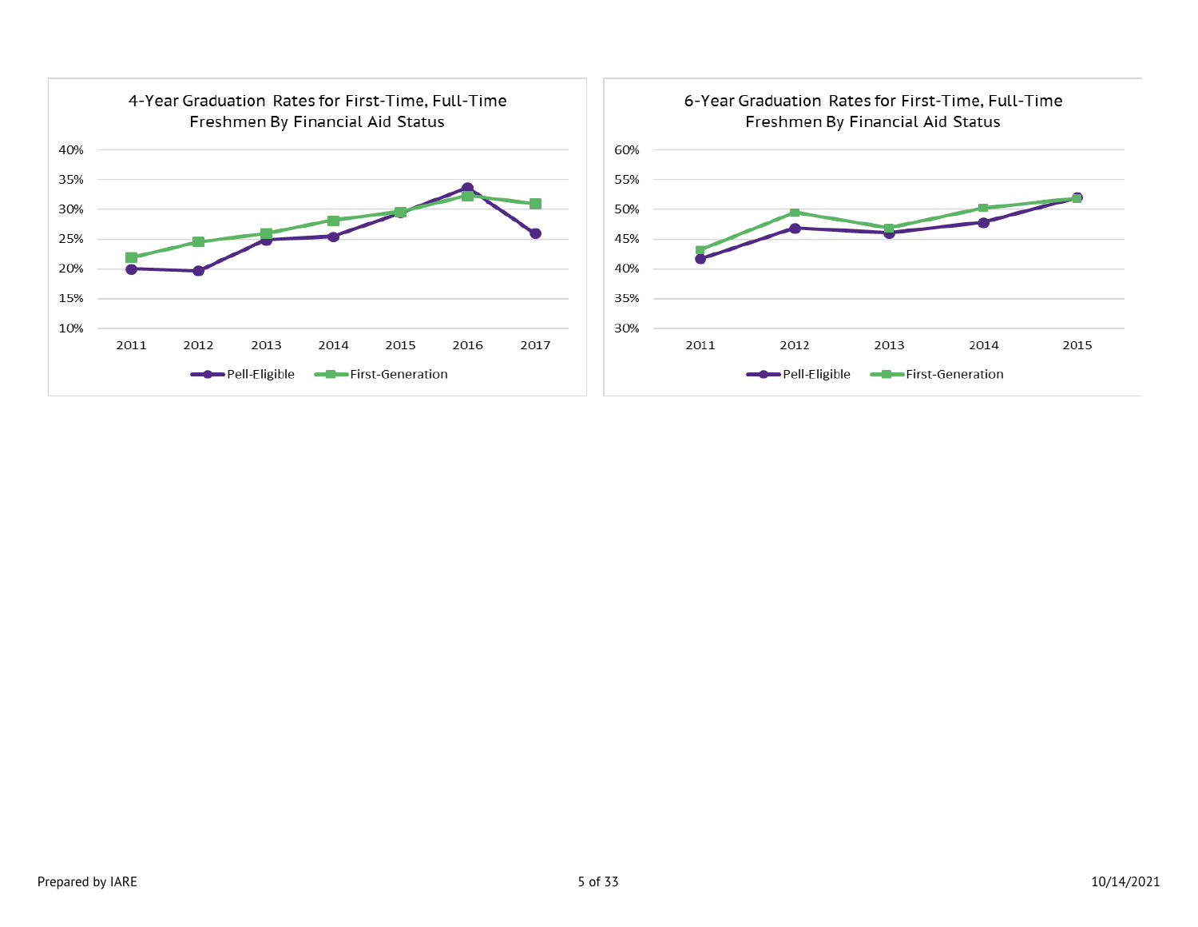4-Year Graduation Rates for First-Time, Full-Time Freshmen By Financial Aid Status

6-Year Graduation Rates for First-Time, Full-Time Freshmen By Financial Aid Status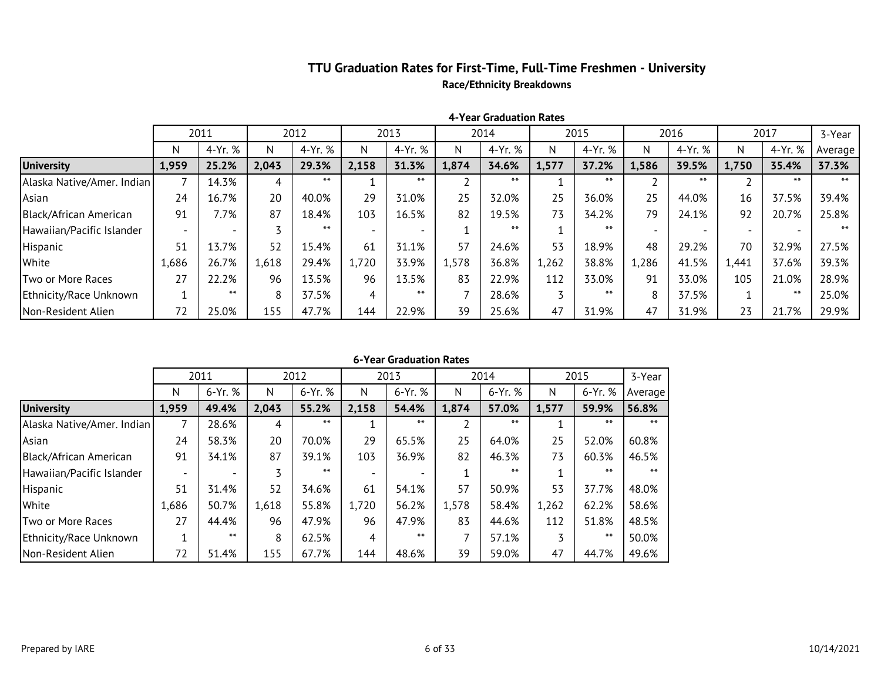# TTU Graduation Rates for First-Time, Full-Time Freshmen - University

## Race/Ethnicity Breakdowns

### 4-Year Graduation Rates

| | 2011 | | 2012 | | 2013 | | 2014 | | 2015 | | 2016 | | 2017 | | 3-Year |
|---|---|---|---|---|---|---|---|---|---|---|---|---|---|---|---|
| | N | 4-Yr. % | N | 4-Yr. % | N | 4-Yr. % | N | 4-Yr. % | N | 4-Yr. % | N | 4-Yr. % | N | 4-Yr. % | Average |
| **University** | **1,959** | **25.2%** | **2,043** | **29.3%** | **2,158** | **31.3%** | **1,874** | **34.6%** | **1,577** | **37.2%** | **1,586** | **39.5%** | **1,750** | **35.4%** | **37.3%** |
| Alaska Native/Amer. Indian | 7 | 14.3% | 4 | ** | 1 | ** | 2 | ** | 1 | ** | 2 | ** | 2 | ** | ** |
| Asian | 24 | 16.7% | 20 | 40.0% | 29 | 31.0% | 25 | 32.0% | 25 | 36.0% | 25 | 44.0% | 16 | 37.5% | 39.4% |
| Black/African American | 91 | 7.7% | 87 | 18.4% | 103 | 16.5% | 82 | 19.5% | 73 | 34.2% | 79 | 24.1% | 92 | 20.7% | 25.8% |
| Hawaiian/Pacific Islander | - | - | 3 | ** | - | - | 1 | ** | 1 | ** | - | - | - | - | ** |
| Hispanic | 51 | 13.7% | 52 | 15.4% | 61 | 31.1% | 57 | 24.6% | 53 | 18.9% | 48 | 29.2% | 70 | 32.9% | 27.5% |
| White | 1,686 | 26.7% | 1,618 | 29.4% | 1,720 | 33.9% | 1,578 | 36.8% | 1,262 | 38.8% | 1,286 | 41.5% | 1,441 | 37.6% | 39.3% |
| Two or More Races | 27 | 22.2% | 96 | 13.5% | 96 | 13.5% | 83 | 22.9% | 112 | 33.0% | 91 | 33.0% | 105 | 21.0% | 28.9% |
| Ethnicity/Race Unknown | 1 | ** | 8 | 37.5% | 4 | ** | 7 | 28.6% | 3 | ** | 8 | 37.5% | 1 | ** | 25.0% |
| Non-Resident Alien | 72 | 25.0% | 155 | 47.7% | 144 | 22.9% | 39 | 25.6% | 47 | 31.9% | 47 | 31.9% | 23 | 21.7% | 29.9% |

### 6-Year Graduation Rates

| | 2011 | | 2012 | | 2013 | | 2014 | | 2015 | | 3-Year |
|---|---|---|---|---|---|---|---|---|---|---|---|
| | N | 6-Yr. % | N | 6-Yr. % | N | 6-Yr. % | N | 6-Yr. % | N | 6-Yr. % | Average |
| **University** | **1,959** | **49.4%** | **2,043** | **55.2%** | **2,158** | **54.4%** | **1,874** | **57.0%** | **1,577** | **59.9%** | **56.8%** |
| Alaska Native/Amer. Indian | 7 | 28.6% | 4 | ** | 1 | ** | 2 | ** | 1 | ** | ** |
| Asian | 24 | 58.3% | 20 | 70.0% | 29 | 65.5% | 25 | 64.0% | 25 | 52.0% | 60.8% |
| Black/African American | 91 | 34.1% | 87 | 39.1% | 103 | 36.9% | 82 | 46.3% | 73 | 60.3% | 46.5% |
| Hawaiian/Pacific Islander | - | - | 3 | ** | - | - | 1 | ** | 1 | ** | ** |
| Hispanic | 51 | 31.4% | 52 | 34.6% | 61 | 54.1% | 57 | 50.9% | 53 | 37.7% | 48.0% |
| White | 1,686 | 50.7% | 1,618 | 55.8% | 1,720 | 56.2% | 1,578 | 58.4% | 1,262 | 62.2% | 58.6% |
| Two or More Races | 27 | 44.4% | 96 | 47.9% | 96 | 47.9% | 83 | 44.6% | 112 | 51.8% | 48.5% |
| Ethnicity/Race Unknown | 1 | ** | 8 | 62.5% | 4 | ** | 7 | 57.1% | 3 | ** | 50.0% |
| Non-Resident Alien | 72 | 51.4% | 155 | 67.7% | 144 | 48.6% | 39 | 59.0% | 47 | 44.7% | 49.6% |

Prepared by IARE

10/14/2021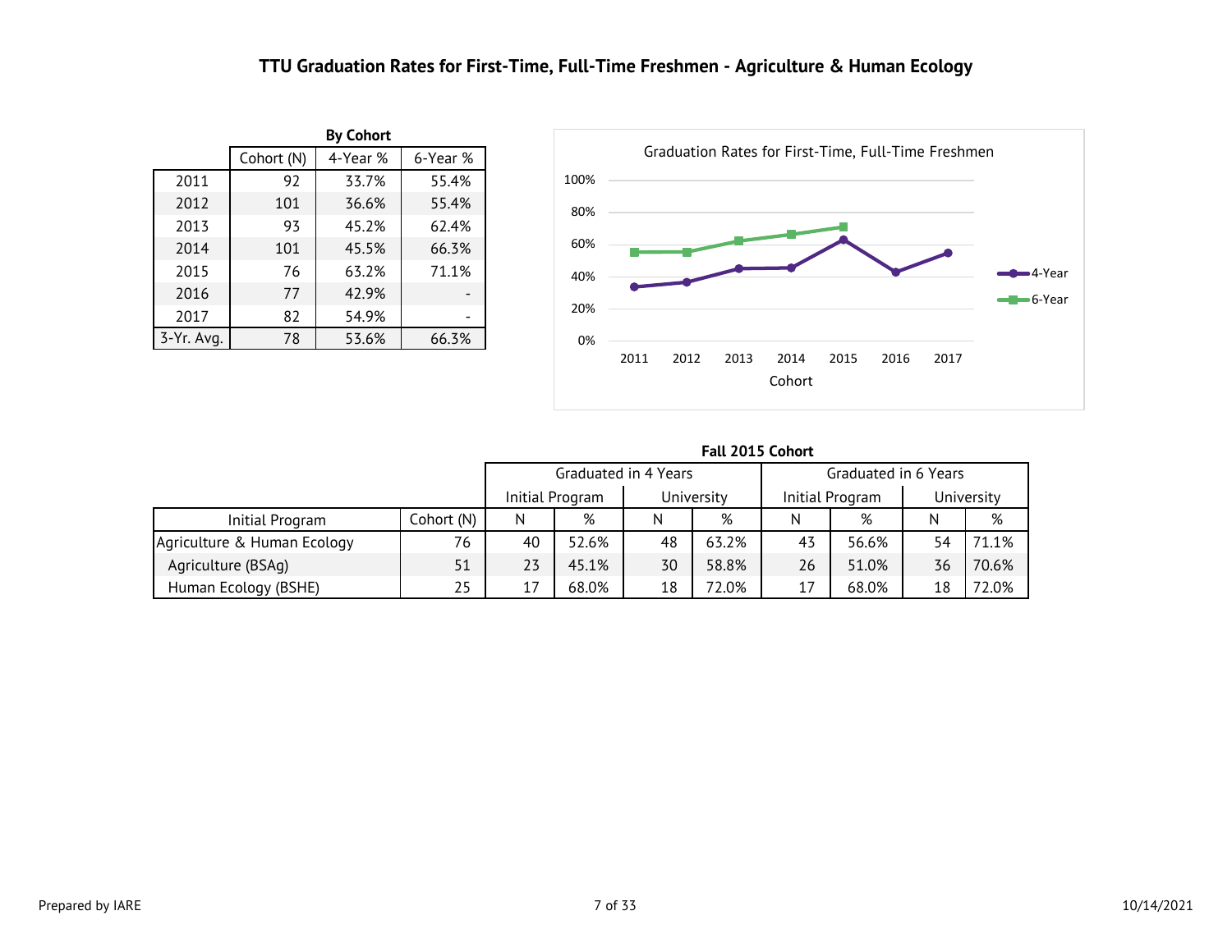# TTU Graduation Rates for First-Time, Full-Time Freshmen - Agriculture & Human Ecology

**By Cohort**

| | Cohort (N) | 4-Year % | 6-Year % |
|---|---|---|---|
| 2011 | 92 | 33.7% | 55.4% |
| 2012 | 101 | 36.6% | 55.4% |
| 2013 | 93 | 45.2% | 62.4% |
| 2014 | 101 | 45.5% | 66.3% |
| 2015 | 76 | 63.2% | 71.1% |
| 2016 | 77 | 42.9% | - |
| 2017 | 82 | 54.9% | - |
| 3-Yr. Avg. | 78 | 53.6% | 66.3% |

Graduation Rates for First-Time, Full-Time Freshmen

**Fall 2015 Cohort**

| | | Graduated in 4 Years | | | | Graduated in 6 Years | | | |
|---|---|---|---|---|---|---|---|---|---|
| | | Initial Program | | University | | Initial Program | | University | |
| Initial Program | Cohort (N) | N | % | N | % | N | % | N | % |
| Agriculture & Human Ecology | 76 | 40 | 52.6% | 48 | 63.2% | 43 | 56.6% | 54 | 71.1% |
| Agriculture (BSAg) | 51 | 23 | 45.1% | 30 | 58.8% | 26 | 51.0% | 36 | 70.6% |
| Human Ecology (BSHE) | 25 | 17 | 68.0% | 18 | 72.0% | 17 | 68.0% | 18 | 72.0% |

Prepared by IARE

10/14/2021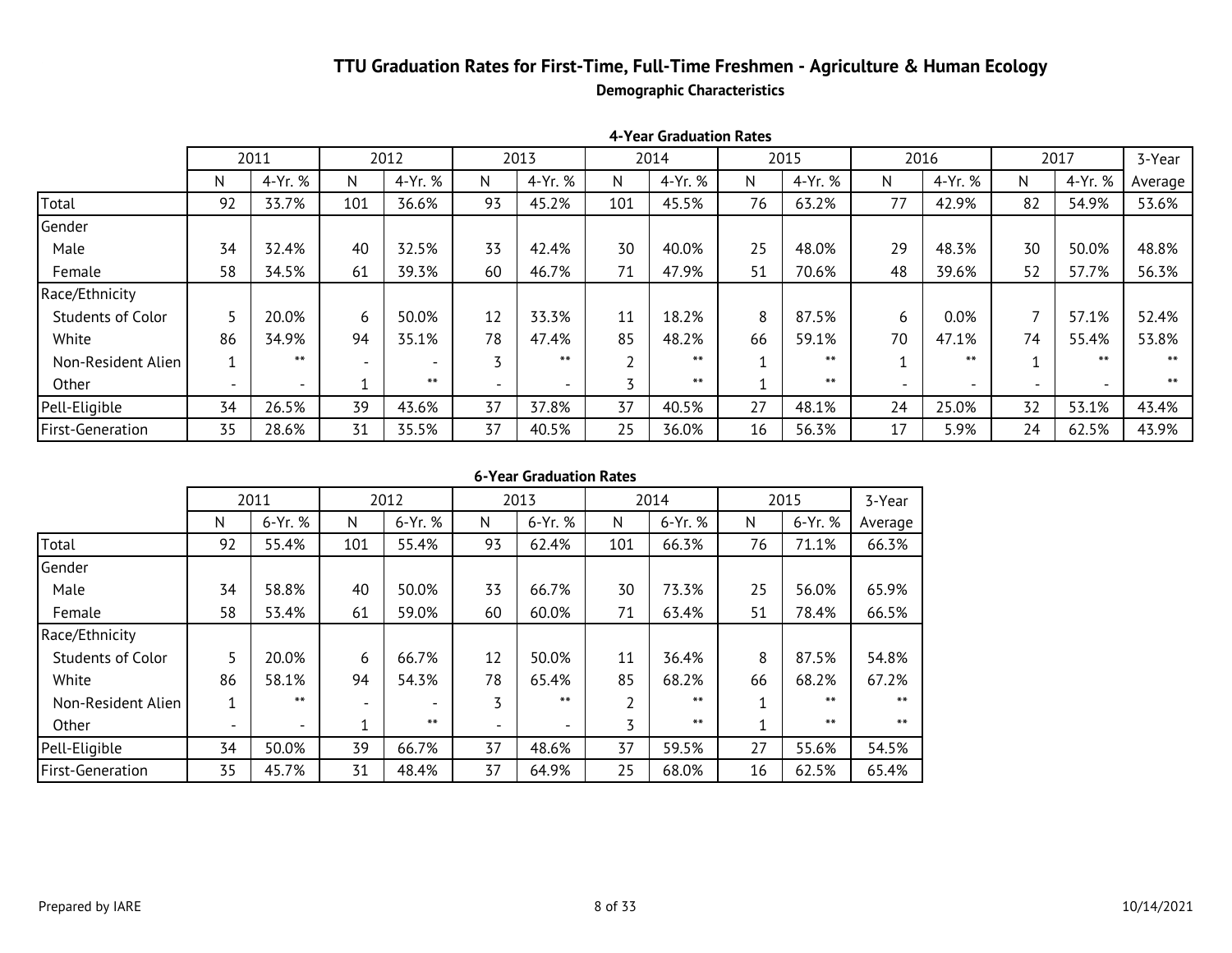# TTU Graduation Rates for First-Time, Full-Time Freshmen - Agriculture & Human Ecology

**Demographic Characteristics**

**4-Year Graduation Rates**

| | 2011 | | 2012 | | 2013 | | 2014 | | 2015 | | 2016 | | 2017 | | 3-Year |
|---|---|---|---|---|---|---|---|---|---|---|---|---|---|---|---|
| | N | 4-Yr. % | N | 4-Yr. % | N | 4-Yr. % | N | 4-Yr. % | N | 4-Yr. % | N | 4-Yr. % | N | 4-Yr. % | Average |
| Total | 92 | 33.7% | 101 | 36.6% | 93 | 45.2% | 101 | 45.5% | 76 | 63.2% | 77 | 42.9% | 82 | 54.9% | 53.6% |
| Gender | | | | | | | | | | | | | | | |
| Male | 34 | 32.4% | 40 | 32.5% | 33 | 42.4% | 30 | 40.0% | 25 | 48.0% | 29 | 48.3% | 30 | 50.0% | 48.8% |
| Female | 58 | 34.5% | 61 | 39.3% | 60 | 46.7% | 71 | 47.9% | 51 | 70.6% | 48 | 39.6% | 52 | 57.7% | 56.3% |
| Race/Ethnicity | | | | | | | | | | | | | | | |
| Students of Color | 5 | 20.0% | 6 | 50.0% | 12 | 33.3% | 11 | 18.2% | 8 | 87.5% | 6 | 0.0% | 7 | 57.1% | 52.4% |
| White | 86 | 34.9% | 94 | 35.1% | 78 | 47.4% | 85 | 48.2% | 66 | 59.1% | 70 | 47.1% | 74 | 55.4% | 53.8% |
| Non-Resident Alien | 1 | ** | - | - | 3 | ** | 2 | ** | 1 | ** | 1 | ** | 1 | ** | ** |
| Other | - | - | 1 | ** | - | - | 3 | ** | 1 | ** | - | - | - | - | ** |
| Pell-Eligible | 34 | 26.5% | 39 | 43.6% | 37 | 37.8% | 37 | 40.5% | 27 | 48.1% | 24 | 25.0% | 32 | 53.1% | 43.4% |
| First-Generation | 35 | 28.6% | 31 | 35.5% | 37 | 40.5% | 25 | 36.0% | 16 | 56.3% | 17 | 5.9% | 24 | 62.5% | 43.9% |

**6-Year Graduation Rates**

| | 2011 | | 2012 | | 2013 | | 2014 | | 2015 | | 3-Year |
|---|---|---|---|---|---|---|---|---|---|---|---|
| | N | 6-Yr. % | N | 6-Yr. % | N | 6-Yr. % | N | 6-Yr. % | N | 6-Yr. % | Average |
| Total | 92 | 55.4% | 101 | 55.4% | 93 | 62.4% | 101 | 66.3% | 76 | 71.1% | 66.3% |
| Gender | | | | | | | | | | | |
| Male | 34 | 58.8% | 40 | 50.0% | 33 | 66.7% | 30 | 73.3% | 25 | 56.0% | 65.9% |
| Female | 58 | 53.4% | 61 | 59.0% | 60 | 60.0% | 71 | 63.4% | 51 | 78.4% | 66.5% |
| Race/Ethnicity | | | | | | | | | | | |
| Students of Color | 5 | 20.0% | 6 | 66.7% | 12 | 50.0% | 11 | 36.4% | 8 | 87.5% | 54.8% |
| White | 86 | 58.1% | 94 | 54.3% | 78 | 65.4% | 85 | 68.2% | 66 | 68.2% | 67.2% |
| Non-Resident Alien | 1 | ** | - | - | 3 | ** | 2 | ** | 1 | ** | ** |
| Other | - | - | 1 | ** | - | - | 3 | ** | 1 | ** | ** |
| Pell-Eligible | 34 | 50.0% | 39 | 66.7% | 37 | 48.6% | 37 | 59.5% | 27 | 55.6% | 54.5% |
| First-Generation | 35 | 45.7% | 31 | 48.4% | 37 | 64.9% | 25 | 68.0% | 16 | 62.5% | 65.4% |

Prepared by IARE

10/14/2021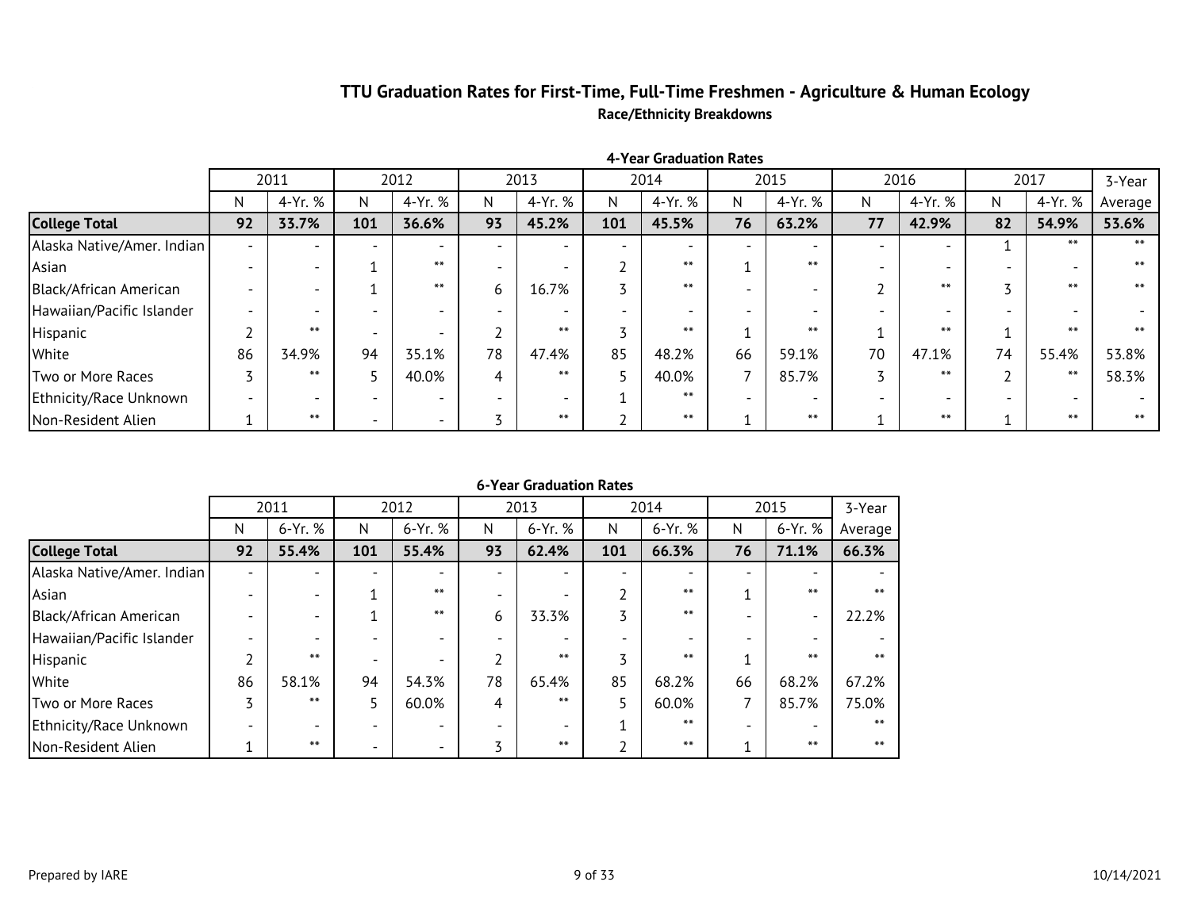# TTU Graduation Rates for First-Time, Full-Time Freshmen - Agriculture & Human Ecology

## Race/Ethnicity Breakdowns

### 4-Year Graduation Rates

| | 2011 | | 2012 | | 2013 | | 2014 | | 2015 | | 2016 | | 2017 | | 3-Year |
|---|---|---|---|---|---|---|---|---|---|---|---|---|---|---|---|
| | N | 4-Yr. % | N | 4-Yr. % | N | 4-Yr. % | N | 4-Yr. % | N | 4-Yr. % | N | 4-Yr. % | N | 4-Yr. % | Average |
| **College Total** | **92** | **33.7%** | **101** | **36.6%** | **93** | **45.2%** | **101** | **45.5%** | **76** | **63.2%** | **77** | **42.9%** | **82** | **54.9%** | **53.6%** |
| Alaska Native/Amer. Indian | - | - | - | - | - | - | - | - | - | - | - | - | 1 | ** | ** |
| Asian | - | - | 1 | ** | - | - | 2 | ** | 1 | ** | - | - | - | - | ** |
| Black/African American | - | - | 1 | ** | 6 | 16.7% | 3 | ** | - | - | 2 | ** | 3 | ** | ** |
| Hawaiian/Pacific Islander | - | - | - | - | - | - | - | - | - | - | - | - | - | - | - |
| Hispanic | 2 | ** | - | - | 2 | ** | 3 | ** | 1 | ** | 1 | ** | 1 | ** | ** |
| White | 86 | 34.9% | 94 | 35.1% | 78 | 47.4% | 85 | 48.2% | 66 | 59.1% | 70 | 47.1% | 74 | 55.4% | 53.8% |
| Two or More Races | 3 | ** | 5 | 40.0% | 4 | ** | 5 | 40.0% | 7 | 85.7% | 3 | ** | 2 | ** | 58.3% |
| Ethnicity/Race Unknown | - | - | - | - | - | - | 1 | ** | - | - | - | - | - | - | - |
| Non-Resident Alien | 1 | ** | - | - | 3 | ** | 2 | ** | 1 | ** | 1 | ** | 1 | ** | ** |

### 6-Year Graduation Rates

| | 2011 | | 2012 | | 2013 | | 2014 | | 2015 | | 3-Year |
|---|---|---|---|---|---|---|---|---|---|---|---|
| | N | 6-Yr. % | N | 6-Yr. % | N | 6-Yr. % | N | 6-Yr. % | N | 6-Yr. % | Average |
| **College Total** | **92** | **55.4%** | **101** | **55.4%** | **93** | **62.4%** | **101** | **66.3%** | **76** | **71.1%** | **66.3%** |
| Alaska Native/Amer. Indian | - | - | - | - | - | - | - | - | - | - | - |
| Asian | - | - | 1 | ** | - | - | 2 | ** | 1 | ** | ** |
| Black/African American | - | - | 1 | ** | 6 | 33.3% | 3 | ** | - | - | 22.2% |
| Hawaiian/Pacific Islander | - | - | - | - | - | - | - | - | - | - | - |
| Hispanic | 2 | ** | - | - | 2 | ** | 3 | ** | 1 | ** | ** |
| White | 86 | 58.1% | 94 | 54.3% | 78 | 65.4% | 85 | 68.2% | 66 | 68.2% | 67.2% |
| Two or More Races | 3 | ** | 5 | 60.0% | 4 | ** | 5 | 60.0% | 7 | 85.7% | 75.0% |
| Ethnicity/Race Unknown | - | - | - | - | - | - | 1 | ** | - | - | ** |
| Non-Resident Alien | 1 | ** | - | - | 3 | ** | 2 | ** | 1 | ** | ** |

Prepared by IARE

10/14/2021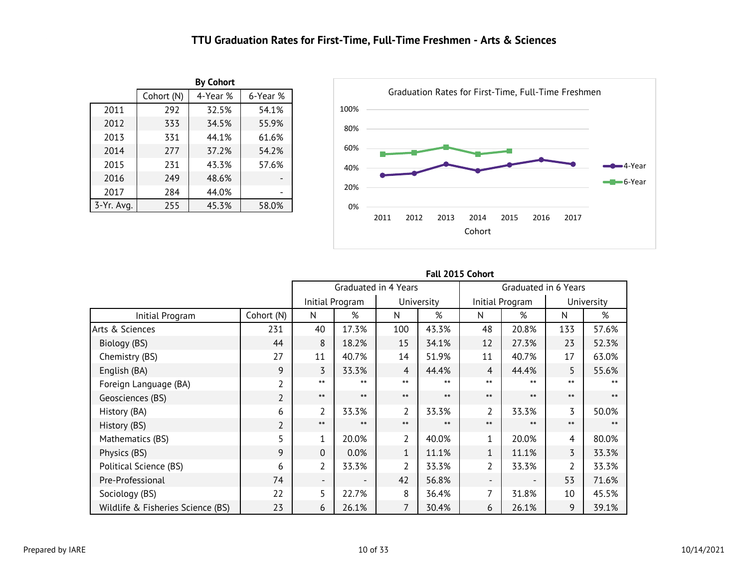# TTU Graduation Rates for First-Time, Full-Time Freshmen - Arts & Sciences

**By Cohort**

| | Cohort (N) | 4-Year % | 6-Year % |
|---|---|---|---|
| 2011 | 292 | 32.5% | 54.1% |
| 2012 | 333 | 34.5% | 55.9% |
| 2013 | 331 | 44.1% | 61.6% |
| 2014 | 277 | 37.2% | 54.2% |
| 2015 | 231 | 43.3% | 57.6% |
| 2016 | 249 | 48.6% | - |
| 2017 | 284 | 44.0% | - |
| 3-Yr. Avg. | 255 | 45.3% | 58.0% |

Graduation Rates for First-Time, Full-Time Freshmen

**Fall 2015 Cohort**

| | | Graduated in 4 Years | | | | Graduated in 6 Years | | | |
|---|---|---|---|---|---|---|---|---|---|
| | | Initial Program | | University | | Initial Program | | University | |
| Initial Program | Cohort (N) | N | % | N | % | N | % | N | % |
| Arts & Sciences | 231 | 40 | 17.3% | 100 | 43.3% | 48 | 20.8% | 133 | 57.6% |
| Biology (BS) | 44 | 8 | 18.2% | 15 | 34.1% | 12 | 27.3% | 23 | 52.3% |
| Chemistry (BS) | 27 | 11 | 40.7% | 14 | 51.9% | 11 | 40.7% | 17 | 63.0% |
| English (BA) | 9 | 3 | 33.3% | 4 | 44.4% | 4 | 44.4% | 5 | 55.6% |
| Foreign Language (BA) | 2 | ** | ** | ** | ** | ** | ** | ** | ** |
| Geosciences (BS) | 2 | ** | ** | ** | ** | ** | ** | ** | ** |
| History (BA) | 6 | 2 | 33.3% | 2 | 33.3% | 2 | 33.3% | 3 | 50.0% |
| History (BS) | 2 | ** | ** | ** | ** | ** | ** | ** | ** |
| Mathematics (BS) | 5 | 1 | 20.0% | 2 | 40.0% | 1 | 20.0% | 4 | 80.0% |
| Physics (BS) | 9 | 0 | 0.0% | 1 | 11.1% | 1 | 11.1% | 3 | 33.3% |
| Political Science (BS) | 6 | 2 | 33.3% | 2 | 33.3% | 2 | 33.3% | 2 | 33.3% |
| Pre-Professional | 74 | - | - | 42 | 56.8% | - | - | 53 | 71.6% |
| Sociology (BS) | 22 | 5 | 22.7% | 8 | 36.4% | 7 | 31.8% | 10 | 45.5% |
| Wildlife & Fisheries Science (BS) | 23 | 6 | 26.1% | 7 | 30.4% | 6 | 26.1% | 9 | 39.1% |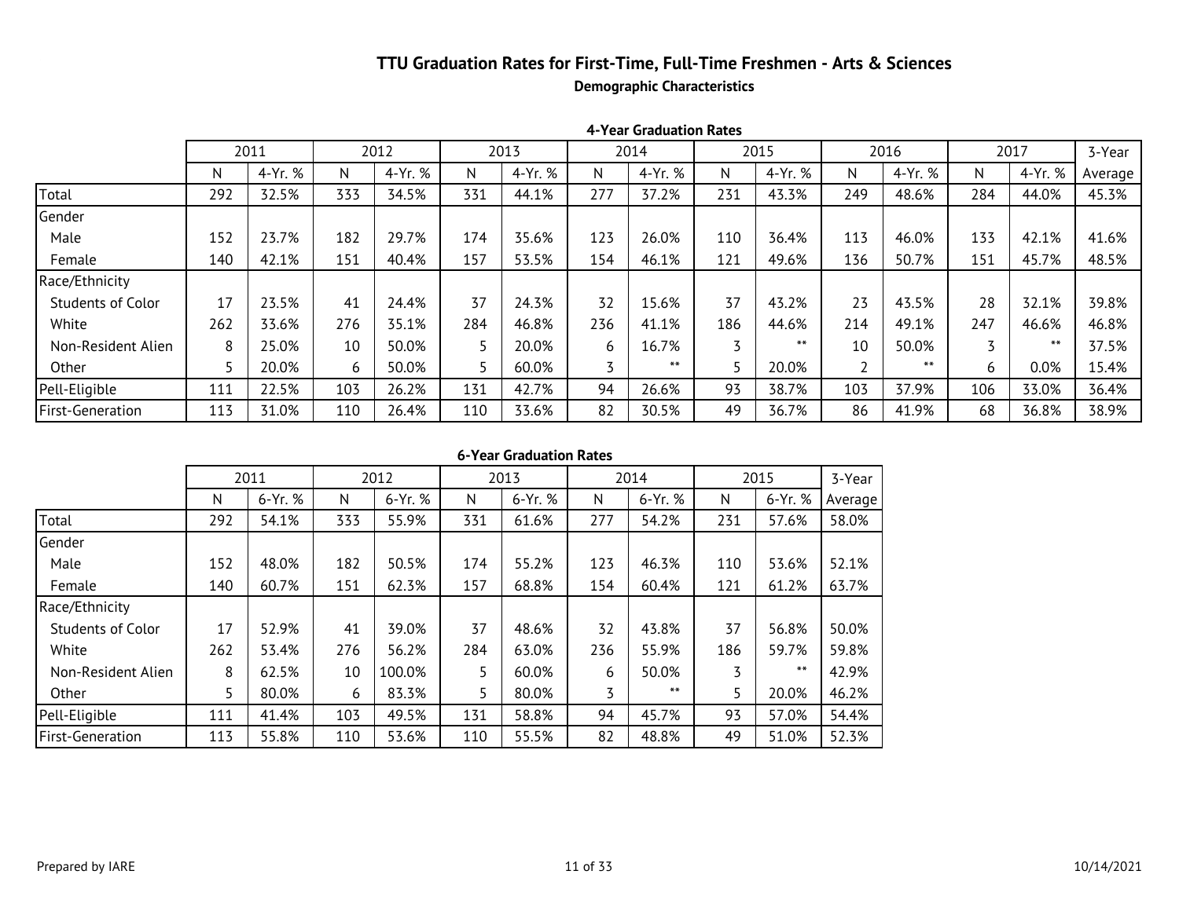# TTU Graduation Rates for First-Time, Full-Time Freshmen - Arts & Sciences

**Demographic Characteristics**

**4-Year Graduation Rates**

| | 2011 | | 2012 | | 2013 | | 2014 | | 2015 | | 2016 | | 2017 | | 3-Year |
|---|---|---|---|---|---|---|---|---|---|---|---|---|---|---|---|
| | N | 4-Yr. % | N | 4-Yr. % | N | 4-Yr. % | N | 4-Yr. % | N | 4-Yr. % | N | 4-Yr. % | N | 4-Yr. % | Average |
| Total | 292 | 32.5% | 333 | 34.5% | 331 | 44.1% | 277 | 37.2% | 231 | 43.3% | 249 | 48.6% | 284 | 44.0% | 45.3% |
| Gender | | | | | | | | | | | | | | | |
| Male | 152 | 23.7% | 182 | 29.7% | 174 | 35.6% | 123 | 26.0% | 110 | 36.4% | 113 | 46.0% | 133 | 42.1% | 41.6% |
| Female | 140 | 42.1% | 151 | 40.4% | 157 | 53.5% | 154 | 46.1% | 121 | 49.6% | 136 | 50.7% | 151 | 45.7% | 48.5% |
| Race/Ethnicity | | | | | | | | | | | | | | | |
| Students of Color | 17 | 23.5% | 41 | 24.4% | 37 | 24.3% | 32 | 15.6% | 37 | 43.2% | 23 | 43.5% | 28 | 32.1% | 39.8% |
| White | 262 | 33.6% | 276 | 35.1% | 284 | 46.8% | 236 | 41.1% | 186 | 44.6% | 214 | 49.1% | 247 | 46.6% | 46.8% |
| Non-Resident Alien | 8 | 25.0% | 10 | 50.0% | 5 | 20.0% | 6 | 16.7% | 3 | ** | 10 | 50.0% | 3 | ** | 37.5% |
| Other | 5 | 20.0% | 6 | 50.0% | 5 | 60.0% | 3 | ** | 5 | 20.0% | 2 | ** | 6 | 0.0% | 15.4% |
| Pell-Eligible | 111 | 22.5% | 103 | 26.2% | 131 | 42.7% | 94 | 26.6% | 93 | 38.7% | 103 | 37.9% | 106 | 33.0% | 36.4% |
| First-Generation | 113 | 31.0% | 110 | 26.4% | 110 | 33.6% | 82 | 30.5% | 49 | 36.7% | 86 | 41.9% | 68 | 36.8% | 38.9% |

**6-Year Graduation Rates**

| | 2011 | | 2012 | | 2013 | | 2014 | | 2015 | | 3-Year |
|---|---|---|---|---|---|---|---|---|---|---|---|
| | N | 6-Yr. % | N | 6-Yr. % | N | 6-Yr. % | N | 6-Yr. % | N | 6-Yr. % | Average |
| Total | 292 | 54.1% | 333 | 55.9% | 331 | 61.6% | 277 | 54.2% | 231 | 57.6% | 58.0% |
| Gender | | | | | | | | | | | |
| Male | 152 | 48.0% | 182 | 50.5% | 174 | 55.2% | 123 | 46.3% | 110 | 53.6% | 52.1% |
| Female | 140 | 60.7% | 151 | 62.3% | 157 | 68.8% | 154 | 60.4% | 121 | 61.2% | 63.7% |
| Race/Ethnicity | | | | | | | | | | | |
| Students of Color | 17 | 52.9% | 41 | 39.0% | 37 | 48.6% | 32 | 43.8% | 37 | 56.8% | 50.0% |
| White | 262 | 53.4% | 276 | 56.2% | 284 | 63.0% | 236 | 55.9% | 186 | 59.7% | 59.8% |
| Non-Resident Alien | 8 | 62.5% | 10 | 100.0% | 5 | 60.0% | 6 | 50.0% | 3 | ** | 42.9% |
| Other | 5 | 80.0% | 6 | 83.3% | 5 | 80.0% | 3 | ** | 5 | 20.0% | 46.2% |
| Pell-Eligible | 111 | 41.4% | 103 | 49.5% | 131 | 58.8% | 94 | 45.7% | 93 | 57.0% | 54.4% |
| First-Generation | 113 | 55.8% | 110 | 53.6% | 110 | 55.5% | 82 | 48.8% | 49 | 51.0% | 52.3% |

Prepared by IARE 10/14/2021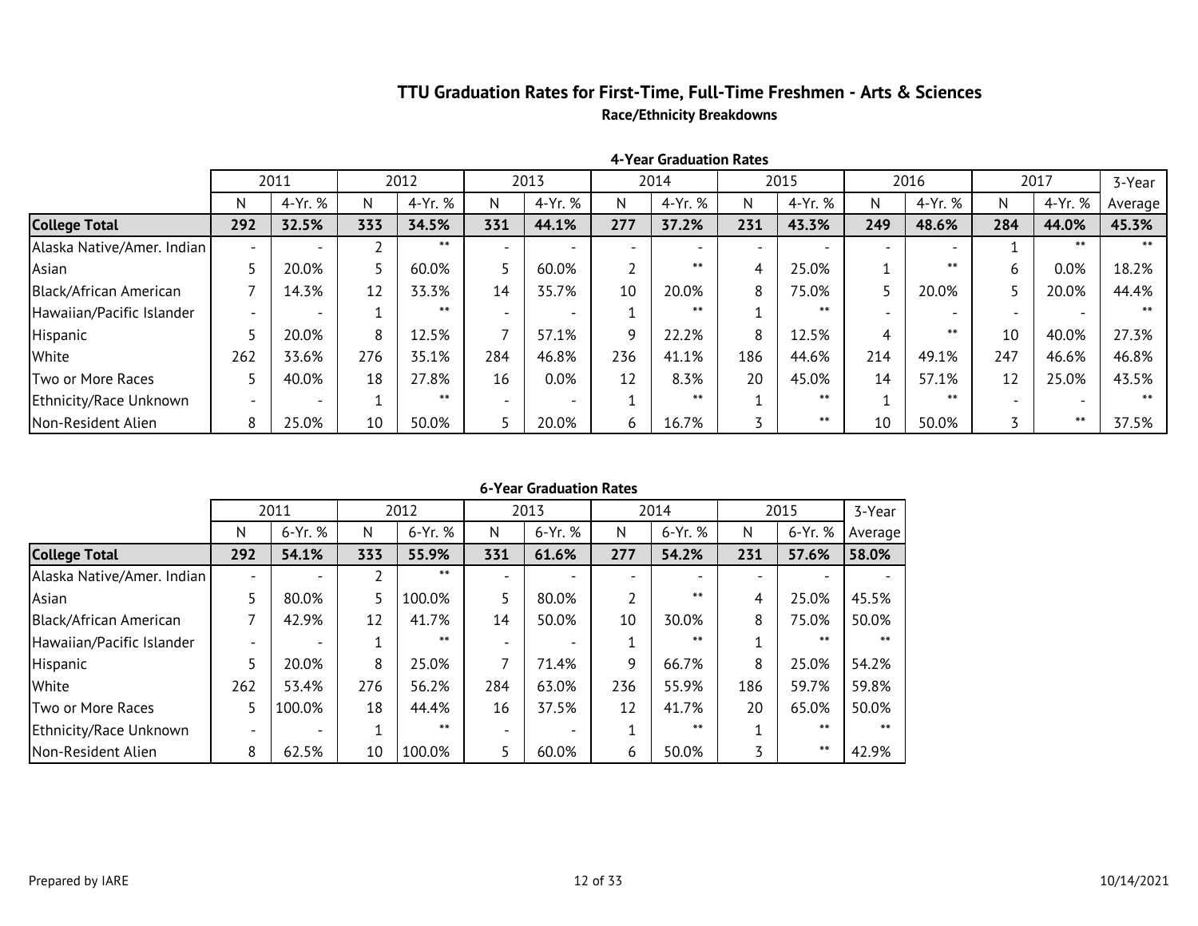## TTU Graduation Rates for First-Time, Full-Time Freshmen - Arts & Sciences

### Race/Ethnicity Breakdowns

**4-Year Graduation Rates**

| | 2011 | | 2012 | | 2013 | | 2014 | | 2015 | | 2016 | | 2017 | | 3-Year |
|---|---|---|---|---|---|---|---|---|---|---|---|---|---|---|---|
| | N | 4-Yr. % | N | 4-Yr. % | N | 4-Yr. % | N | 4-Yr. % | N | 4-Yr. % | N | 4-Yr. % | N | 4-Yr. % | Average |
| **College Total** | **292** | **32.5%** | **333** | **34.5%** | **331** | **44.1%** | **277** | **37.2%** | **231** | **43.3%** | **249** | **48.6%** | **284** | **44.0%** | **45.3%** |
| Alaska Native/Amer. Indian | - | - | 2 | ** | - | - | - | - | - | - | - | - | 1 | ** | ** |
| Asian | 5 | 20.0% | 5 | 60.0% | 5 | 60.0% | 2 | ** | 4 | 25.0% | 1 | ** | 6 | 0.0% | 18.2% |
| Black/African American | 7 | 14.3% | 12 | 33.3% | 14 | 35.7% | 10 | 20.0% | 8 | 75.0% | 5 | 20.0% | 5 | 20.0% | 44.4% |
| Hawaiian/Pacific Islander | - | - | 1 | ** | - | - | 1 | ** | 1 | ** | - | - | - | - | ** |
| Hispanic | 5 | 20.0% | 8 | 12.5% | 7 | 57.1% | 9 | 22.2% | 8 | 12.5% | 4 | ** | 10 | 40.0% | 27.3% |
| White | 262 | 33.6% | 276 | 35.1% | 284 | 46.8% | 236 | 41.1% | 186 | 44.6% | 214 | 49.1% | 247 | 46.6% | 46.8% |
| Two or More Races | 5 | 40.0% | 18 | 27.8% | 16 | 0.0% | 12 | 8.3% | 20 | 45.0% | 14 | 57.1% | 12 | 25.0% | 43.5% |
| Ethnicity/Race Unknown | - | - | 1 | ** | - | - | 1 | ** | 1 | ** | 1 | ** | - | - | ** |
| Non-Resident Alien | 8 | 25.0% | 10 | 50.0% | 5 | 20.0% | 6 | 16.7% | 3 | ** | 10 | 50.0% | 3 | ** | 37.5% |

**6-Year Graduation Rates**

| | 2011 | | 2012 | | 2013 | | 2014 | | 2015 | | 3-Year |
|---|---|---|---|---|---|---|---|---|---|---|---|
| | N | 6-Yr. % | N | 6-Yr. % | N | 6-Yr. % | N | 6-Yr. % | N | 6-Yr. % | Average |
| **College Total** | **292** | **54.1%** | **333** | **55.9%** | **331** | **61.6%** | **277** | **54.2%** | **231** | **57.6%** | **58.0%** |
| Alaska Native/Amer. Indian | - | - | 2 | ** | - | - | - | - | - | - | - |
| Asian | 5 | 80.0% | 5 | 100.0% | 5 | 80.0% | 2 | ** | 4 | 25.0% | 45.5% |
| Black/African American | 7 | 42.9% | 12 | 41.7% | 14 | 50.0% | 10 | 30.0% | 8 | 75.0% | 50.0% |
| Hawaiian/Pacific Islander | - | - | 1 | ** | - | - | 1 | ** | 1 | ** | ** |
| Hispanic | 5 | 20.0% | 8 | 25.0% | 7 | 71.4% | 9 | 66.7% | 8 | 25.0% | 54.2% |
| White | 262 | 53.4% | 276 | 56.2% | 284 | 63.0% | 236 | 55.9% | 186 | 59.7% | 59.8% |
| Two or More Races | 5 | 100.0% | 18 | 44.4% | 16 | 37.5% | 12 | 41.7% | 20 | 65.0% | 50.0% |
| Ethnicity/Race Unknown | - | - | 1 | ** | - | - | 1 | ** | 1 | ** | ** |
| Non-Resident Alien | 8 | 62.5% | 10 | 100.0% | 5 | 60.0% | 6 | 50.0% | 3 | ** | 42.9% |

Prepared by IARE

10/14/2021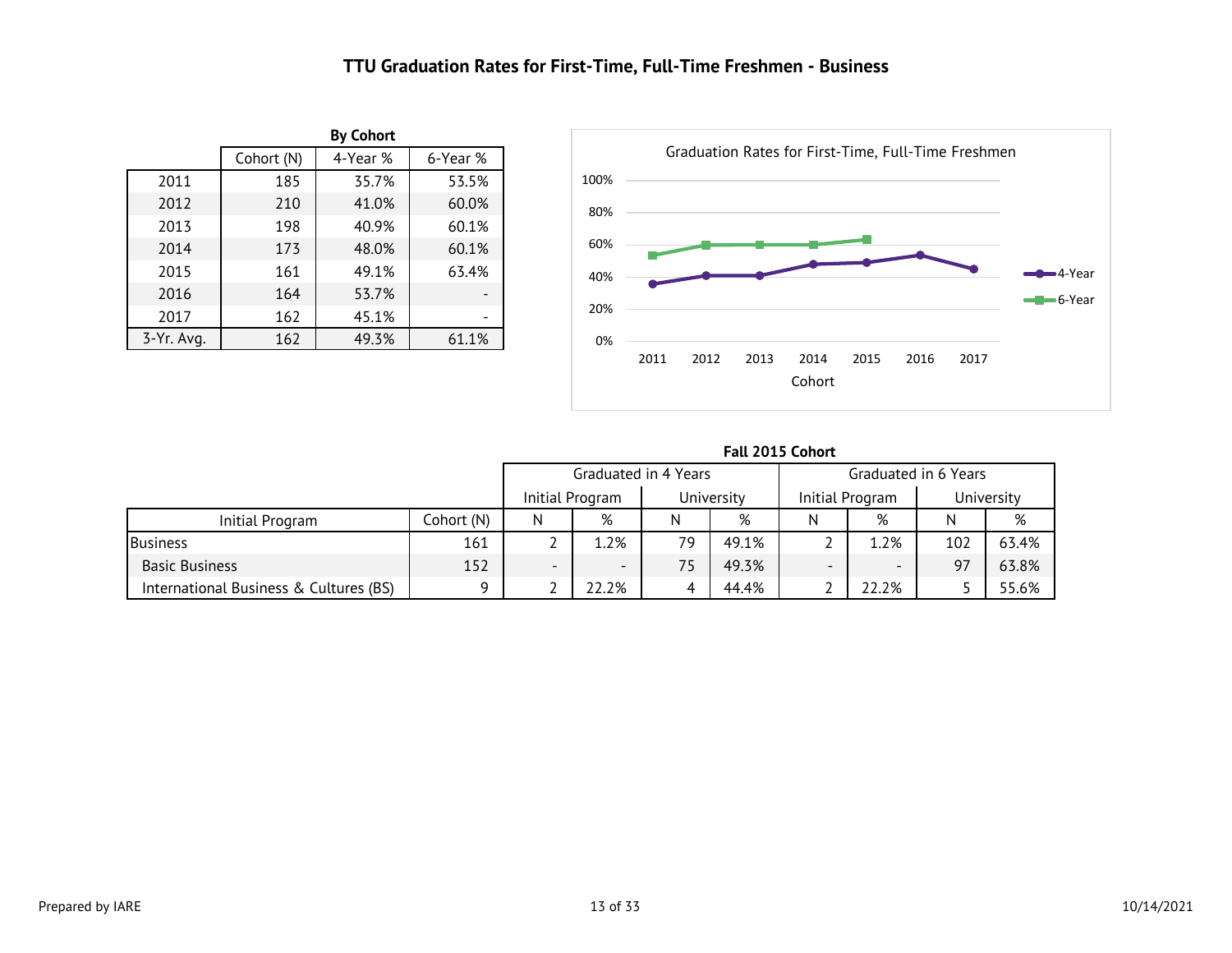# TTU Graduation Rates for First-Time, Full-Time Freshmen - Business

**By Cohort**

| | Cohort (N) | 4-Year % | 6-Year % |
|---|---|---|---|
| 2011 | 185 | 35.7% | 53.5% |
| 2012 | 210 | 41.0% | 60.0% |
| 2013 | 198 | 40.9% | 60.1% |
| 2014 | 173 | 48.0% | 60.1% |
| 2015 | 161 | 49.1% | 63.4% |
| 2016 | 164 | 53.7% | - |
| 2017 | 162 | 45.1% | - |
| 3-Yr. Avg. | 162 | 49.3% | 61.1% |

Graduation Rates for First-Time, Full-Time Freshmen

| Cohort | 4-Year | 6-Year |
|---|---|---|
| 2011 | 35.7% | 53.5% |
| 2012 | 41.0% | 60.0% |
| 2013 | 40.9% | 60.1% |
| 2014 | 48.0% | 60.1% |
| 2015 | 49.1% | 63.4% |
| 2016 | 53.7% | |
| 2017 | 45.1% | |

**Fall 2015 Cohort**

| | | Graduated in 4 Years | | | | Graduated in 6 Years | | | |
|---|---|---|---|---|---|---|---|---|---|
| | | Initial Program | | University | | Initial Program | | University | |
| Initial Program | Cohort (N) | N | % | N | % | N | % | N | % |
| Business | 161 | 2 | 1.2% | 79 | 49.1% | 2 | 1.2% | 102 | 63.4% |
| Basic Business | 152 | - | - | 75 | 49.3% | - | - | 97 | 63.8% |
| International Business & Cultures (BS) | 9 | 2 | 22.2% | 4 | 44.4% | 2 | 22.2% | 5 | 55.6% |

Prepared by IARE

10/14/2021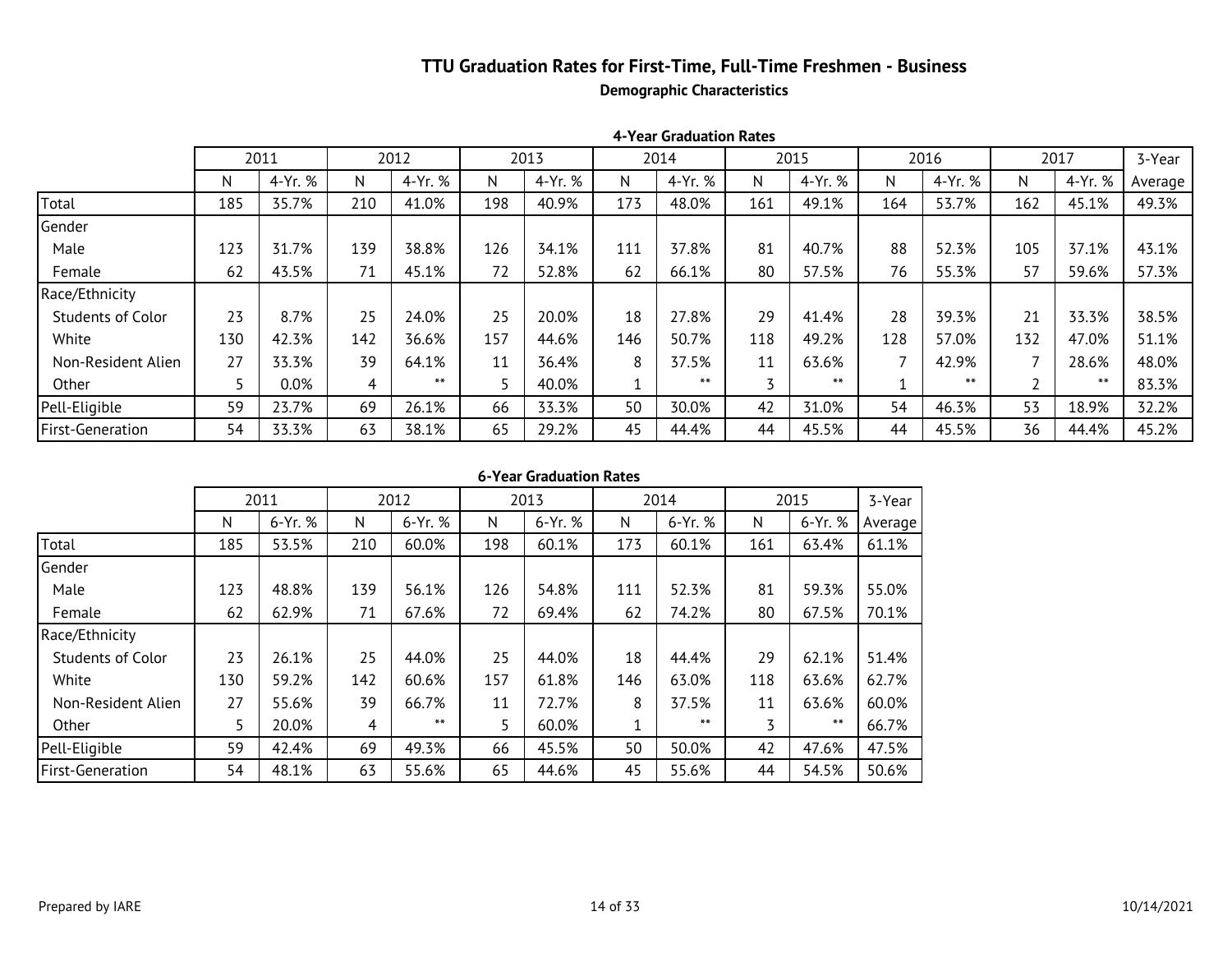# TTU Graduation Rates for First-Time, Full-Time Freshmen - Business

**Demographic Characteristics**

**4-Year Graduation Rates**

| | 2011 | | 2012 | | 2013 | | 2014 | | 2015 | | 2016 | | 2017 | | 3-Year |
|---|---|---|---|---|---|---|---|---|---|---|---|---|---|---|---|
| | N | 4-Yr. % | N | 4-Yr. % | N | 4-Yr. % | N | 4-Yr. % | N | 4-Yr. % | N | 4-Yr. % | N | 4-Yr. % | Average |
| Total | 185 | 35.7% | 210 | 41.0% | 198 | 40.9% | 173 | 48.0% | 161 | 49.1% | 164 | 53.7% | 162 | 45.1% | 49.3% |
| Gender | | | | | | | | | | | | | | | |
| Male | 123 | 31.7% | 139 | 38.8% | 126 | 34.1% | 111 | 37.8% | 81 | 40.7% | 88 | 52.3% | 105 | 37.1% | 43.1% |
| Female | 62 | 43.5% | 71 | 45.1% | 72 | 52.8% | 62 | 66.1% | 80 | 57.5% | 76 | 55.3% | 57 | 59.6% | 57.3% |
| Race/Ethnicity | | | | | | | | | | | | | | | |
| Students of Color | 23 | 8.7% | 25 | 24.0% | 25 | 20.0% | 18 | 27.8% | 29 | 41.4% | 28 | 39.3% | 21 | 33.3% | 38.5% |
| White | 130 | 42.3% | 142 | 36.6% | 157 | 44.6% | 146 | 50.7% | 118 | 49.2% | 128 | 57.0% | 132 | 47.0% | 51.1% |
| Non-Resident Alien | 27 | 33.3% | 39 | 64.1% | 11 | 36.4% | 8 | 37.5% | 11 | 63.6% | 7 | 42.9% | 7 | 28.6% | 48.0% |
| Other | 5 | 0.0% | 4 | ** | 5 | 40.0% | 1 | ** | 3 | ** | 1 | ** | 2 | ** | 83.3% |
| Pell-Eligible | 59 | 23.7% | 69 | 26.1% | 66 | 33.3% | 50 | 30.0% | 42 | 31.0% | 54 | 46.3% | 53 | 18.9% | 32.2% |
| First-Generation | 54 | 33.3% | 63 | 38.1% | 65 | 29.2% | 45 | 44.4% | 44 | 45.5% | 44 | 45.5% | 36 | 44.4% | 45.2% |

**6-Year Graduation Rates**

| | 2011 | | 2012 | | 2013 | | 2014 | | 2015 | | 3-Year |
|---|---|---|---|---|---|---|---|---|---|---|---|
| | N | 6-Yr. % | N | 6-Yr. % | N | 6-Yr. % | N | 6-Yr. % | N | 6-Yr. % | Average |
| Total | 185 | 53.5% | 210 | 60.0% | 198 | 60.1% | 173 | 60.1% | 161 | 63.4% | 61.1% |
| Gender | | | | | | | | | | | |
| Male | 123 | 48.8% | 139 | 56.1% | 126 | 54.8% | 111 | 52.3% | 81 | 59.3% | 55.0% |
| Female | 62 | 62.9% | 71 | 67.6% | 72 | 69.4% | 62 | 74.2% | 80 | 67.5% | 70.1% |
| Race/Ethnicity | | | | | | | | | | | |
| Students of Color | 23 | 26.1% | 25 | 44.0% | 25 | 44.0% | 18 | 44.4% | 29 | 62.1% | 51.4% |
| White | 130 | 59.2% | 142 | 60.6% | 157 | 61.8% | 146 | 63.0% | 118 | 63.6% | 62.7% |
| Non-Resident Alien | 27 | 55.6% | 39 | 66.7% | 11 | 72.7% | 8 | 37.5% | 11 | 63.6% | 60.0% |
| Other | 5 | 20.0% | 4 | ** | 5 | 60.0% | 1 | ** | 3 | ** | 66.7% |
| Pell-Eligible | 59 | 42.4% | 69 | 49.3% | 66 | 45.5% | 50 | 50.0% | 42 | 47.6% | 47.5% |
| First-Generation | 54 | 48.1% | 63 | 55.6% | 65 | 44.6% | 45 | 55.6% | 44 | 54.5% | 50.6% |

Prepared by IARE

10/14/2021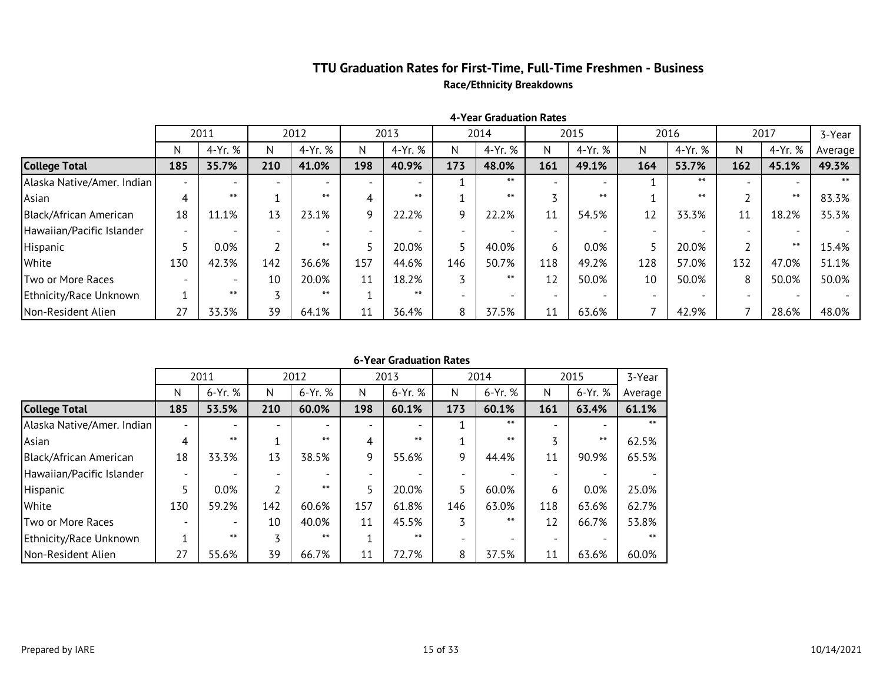# TTU Graduation Rates for First-Time, Full-Time Freshmen - Business

### Race/Ethnicity Breakdowns

**4-Year Graduation Rates**

| | 2011 | | 2012 | | 2013 | | 2014 | | 2015 | | 2016 | | 2017 | | 3-Year |
|---|---|---|---|---|---|---|---|---|---|---|---|---|---|---|---|
| | N | 4-Yr. % | N | 4-Yr. % | N | 4-Yr. % | N | 4-Yr. % | N | 4-Yr. % | N | 4-Yr. % | N | 4-Yr. % | Average |
| **College Total** | **185** | **35.7%** | **210** | **41.0%** | **198** | **40.9%** | **173** | **48.0%** | **161** | **49.1%** | **164** | **53.7%** | **162** | **45.1%** | **49.3%** |
| Alaska Native/Amer. Indian | - | - | - | - | - | - | 1 | ** | - | - | 1 | ** | - | - | ** |
| Asian | 4 | ** | 1 | ** | 4 | ** | 1 | ** | 3 | ** | 1 | ** | 2 | ** | 83.3% |
| Black/African American | 18 | 11.1% | 13 | 23.1% | 9 | 22.2% | 9 | 22.2% | 11 | 54.5% | 12 | 33.3% | 11 | 18.2% | 35.3% |
| Hawaiian/Pacific Islander | - | - | - | - | - | - | - | - | - | - | - | - | - | - | - |
| Hispanic | 5 | 0.0% | 2 | ** | 5 | 20.0% | 5 | 40.0% | 6 | 0.0% | 5 | 20.0% | 2 | ** | 15.4% |
| White | 130 | 42.3% | 142 | 36.6% | 157 | 44.6% | 146 | 50.7% | 118 | 49.2% | 128 | 57.0% | 132 | 47.0% | 51.1% |
| Two or More Races | - | - | 10 | 20.0% | 11 | 18.2% | 3 | ** | 12 | 50.0% | 10 | 50.0% | 8 | 50.0% | 50.0% |
| Ethnicity/Race Unknown | 1 | ** | 3 | ** | 1 | ** | - | - | - | - | - | - | - | - | - |
| Non-Resident Alien | 27 | 33.3% | 39 | 64.1% | 11 | 36.4% | 8 | 37.5% | 11 | 63.6% | 7 | 42.9% | 7 | 28.6% | 48.0% |

**6-Year Graduation Rates**

| | 2011 | | 2012 | | 2013 | | 2014 | | 2015 | | 3-Year |
|---|---|---|---|---|---|---|---|---|---|---|---|
| | N | 6-Yr. % | N | 6-Yr. % | N | 6-Yr. % | N | 6-Yr. % | N | 6-Yr. % | Average |
| **College Total** | **185** | **53.5%** | **210** | **60.0%** | **198** | **60.1%** | **173** | **60.1%** | **161** | **63.4%** | **61.1%** |
| Alaska Native/Amer. Indian | - | - | - | - | - | - | 1 | ** | - | - | ** |
| Asian | 4 | ** | 1 | ** | 4 | ** | 1 | ** | 3 | ** | 62.5% |
| Black/African American | 18 | 33.3% | 13 | 38.5% | 9 | 55.6% | 9 | 44.4% | 11 | 90.9% | 65.5% |
| Hawaiian/Pacific Islander | - | - | - | - | - | - | - | - | - | - | - |
| Hispanic | 5 | 0.0% | 2 | ** | 5 | 20.0% | 5 | 60.0% | 6 | 0.0% | 25.0% |
| White | 130 | 59.2% | 142 | 60.6% | 157 | 61.8% | 146 | 63.0% | 118 | 63.6% | 62.7% |
| Two or More Races | - | - | 10 | 40.0% | 11 | 45.5% | 3 | ** | 12 | 66.7% | 53.8% |
| Ethnicity/Race Unknown | 1 | ** | 3 | ** | 1 | ** | - | - | - | - | ** |
| Non-Resident Alien | 27 | 55.6% | 39 | 66.7% | 11 | 72.7% | 8 | 37.5% | 11 | 63.6% | 60.0% |

Prepared by IARE

10/14/2021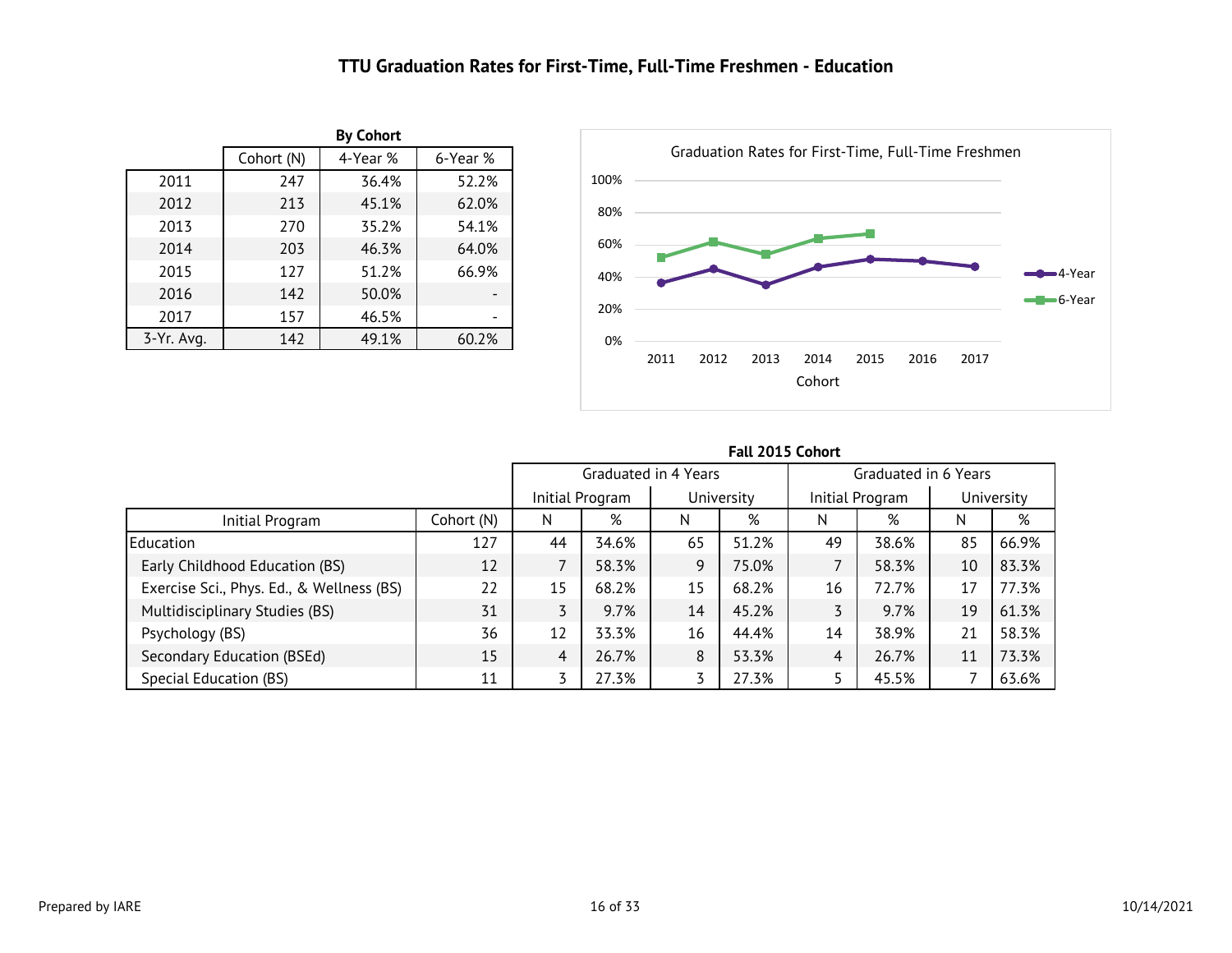# TTU Graduation Rates for First-Time, Full-Time Freshmen - Education

**By Cohort**

| | Cohort (N) | 4-Year % | 6-Year % |
|---|---|---|---|
| 2011 | 247 | 36.4% | 52.2% |
| 2012 | 213 | 45.1% | 62.0% |
| 2013 | 270 | 35.2% | 54.1% |
| 2014 | 203 | 46.3% | 64.0% |
| 2015 | 127 | 51.2% | 66.9% |
| 2016 | 142 | 50.0% | - |
| 2017 | 157 | 46.5% | - |
| 3-Yr. Avg. | 142 | 49.1% | 60.2% |

Graduation Rates for First-Time, Full-Time Freshmen

100%
80%
60%
40%
20%
0%

2011 2012 2013 2014 2015 2016 2017

Cohort

4-Year
6-Year

**Fall 2015 Cohort**

| | | Graduated in 4 Years | | | | Graduated in 6 Years | | | |
|---|---|---|---|---|---|---|---|---|---|
| | | Initial Program | | University | | Initial Program | | University | |
| Initial Program | Cohort (N) | N | % | N | % | N | % | N | % |
| Education | 127 | 44 | 34.6% | 65 | 51.2% | 49 | 38.6% | 85 | 66.9% |
| Early Childhood Education (BS) | 12 | 7 | 58.3% | 9 | 75.0% | 7 | 58.3% | 10 | 83.3% |
| Exercise Sci., Phys. Ed., & Wellness (BS) | 22 | 15 | 68.2% | 15 | 68.2% | 16 | 72.7% | 17 | 77.3% |
| Multidisciplinary Studies (BS) | 31 | 3 | 9.7% | 14 | 45.2% | 3 | 9.7% | 19 | 61.3% |
| Psychology (BS) | 36 | 12 | 33.3% | 16 | 44.4% | 14 | 38.9% | 21 | 58.3% |
| Secondary Education (BSEd) | 15 | 4 | 26.7% | 8 | 53.3% | 4 | 26.7% | 11 | 73.3% |
| Special Education (BS) | 11 | 3 | 27.3% | 3 | 27.3% | 5 | 45.5% | 7 | 63.6% |

Prepared by IARE

10/14/2021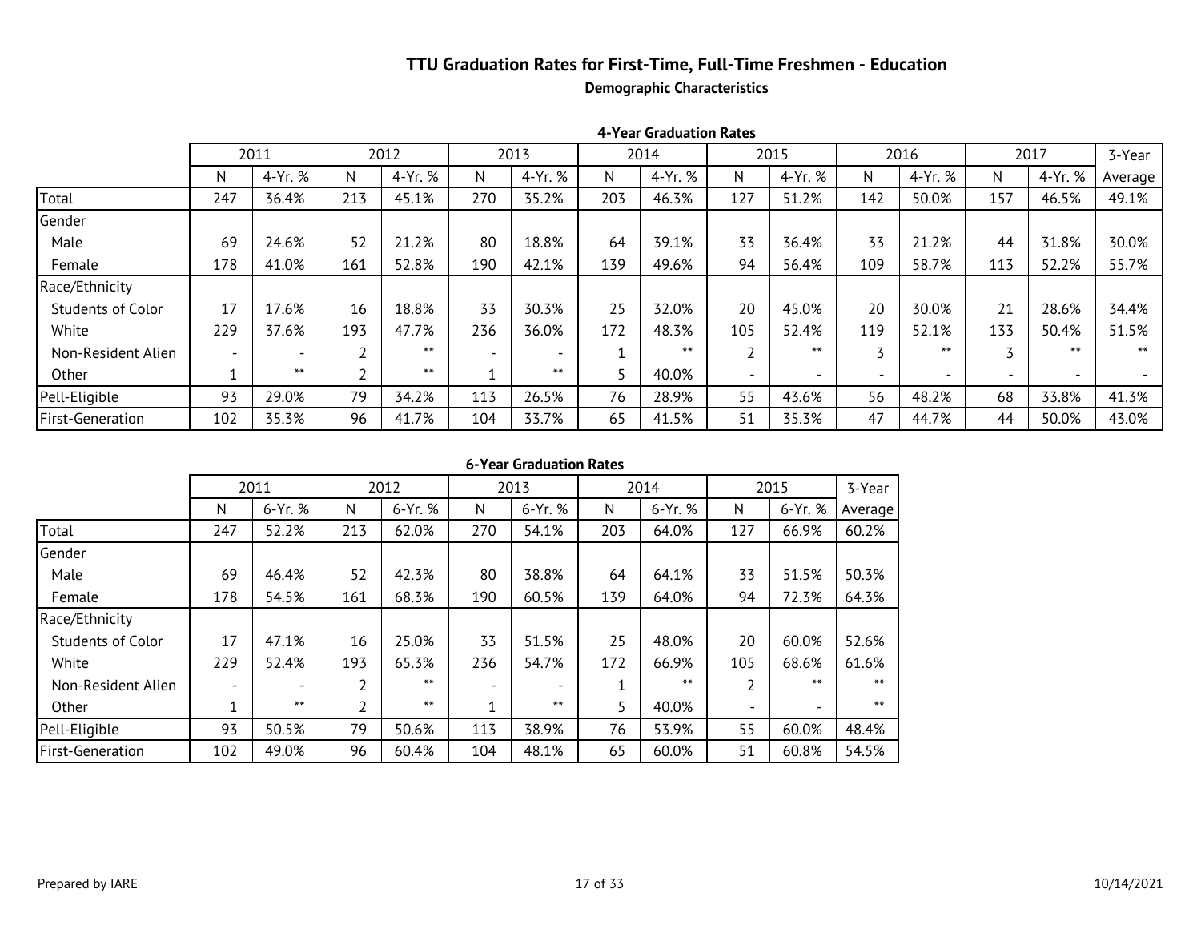# TTU Graduation Rates for First-Time, Full-Time Freshmen - Education

**Demographic Characteristics**

**4-Year Graduation Rates**

| | 2011 | | 2012 | | 2013 | | 2014 | | 2015 | | 2016 | | 2017 | | 3-Year |
|---|---|---|---|---|---|---|---|---|---|---|---|---|---|---|---|
| | N | 4-Yr. % | N | 4-Yr. % | N | 4-Yr. % | N | 4-Yr. % | N | 4-Yr. % | N | 4-Yr. % | N | 4-Yr. % | Average |
| Total | 247 | 36.4% | 213 | 45.1% | 270 | 35.2% | 203 | 46.3% | 127 | 51.2% | 142 | 50.0% | 157 | 46.5% | 49.1% |
| Gender | | | | | | | | | | | | | | | |
| Male | 69 | 24.6% | 52 | 21.2% | 80 | 18.8% | 64 | 39.1% | 33 | 36.4% | 33 | 21.2% | 44 | 31.8% | 30.0% |
| Female | 178 | 41.0% | 161 | 52.8% | 190 | 42.1% | 139 | 49.6% | 94 | 56.4% | 109 | 58.7% | 113 | 52.2% | 55.7% |
| Race/Ethnicity | | | | | | | | | | | | | | | |
| Students of Color | 17 | 17.6% | 16 | 18.8% | 33 | 30.3% | 25 | 32.0% | 20 | 45.0% | 20 | 30.0% | 21 | 28.6% | 34.4% |
| White | 229 | 37.6% | 193 | 47.7% | 236 | 36.0% | 172 | 48.3% | 105 | 52.4% | 119 | 52.1% | 133 | 50.4% | 51.5% |
| Non-Resident Alien | - | - | 2 | ** | - | - | 1 | ** | 2 | ** | 3 | ** | 3 | ** | ** |
| Other | 1 | ** | 2 | ** | 1 | ** | 5 | 40.0% | - | - | - | - | - | - | - |
| Pell-Eligible | 93 | 29.0% | 79 | 34.2% | 113 | 26.5% | 76 | 28.9% | 55 | 43.6% | 56 | 48.2% | 68 | 33.8% | 41.3% |
| First-Generation | 102 | 35.3% | 96 | 41.7% | 104 | 33.7% | 65 | 41.5% | 51 | 35.3% | 47 | 44.7% | 44 | 50.0% | 43.0% |

**6-Year Graduation Rates**

| | 2011 | | 2012 | | 2013 | | 2014 | | 2015 | | 3-Year |
|---|---|---|---|---|---|---|---|---|---|---|---|
| | N | 6-Yr. % | N | 6-Yr. % | N | 6-Yr. % | N | 6-Yr. % | N | 6-Yr. % | Average |
| Total | 247 | 52.2% | 213 | 62.0% | 270 | 54.1% | 203 | 64.0% | 127 | 66.9% | 60.2% |
| Gender | | | | | | | | | | | |
| Male | 69 | 46.4% | 52 | 42.3% | 80 | 38.8% | 64 | 64.1% | 33 | 51.5% | 50.3% |
| Female | 178 | 54.5% | 161 | 68.3% | 190 | 60.5% | 139 | 64.0% | 94 | 72.3% | 64.3% |
| Race/Ethnicity | | | | | | | | | | | |
| Students of Color | 17 | 47.1% | 16 | 25.0% | 33 | 51.5% | 25 | 48.0% | 20 | 60.0% | 52.6% |
| White | 229 | 52.4% | 193 | 65.3% | 236 | 54.7% | 172 | 66.9% | 105 | 68.6% | 61.6% |
| Non-Resident Alien | - | - | 2 | ** | - | - | 1 | ** | 2 | ** | ** |
| Other | 1 | ** | 2 | ** | 1 | ** | 5 | 40.0% | - | - | ** |
| Pell-Eligible | 93 | 50.5% | 79 | 50.6% | 113 | 38.9% | 76 | 53.9% | 55 | 60.0% | 48.4% |
| First-Generation | 102 | 49.0% | 96 | 60.4% | 104 | 48.1% | 65 | 60.0% | 51 | 60.8% | 54.5% |

Prepared by IARE

10/14/2021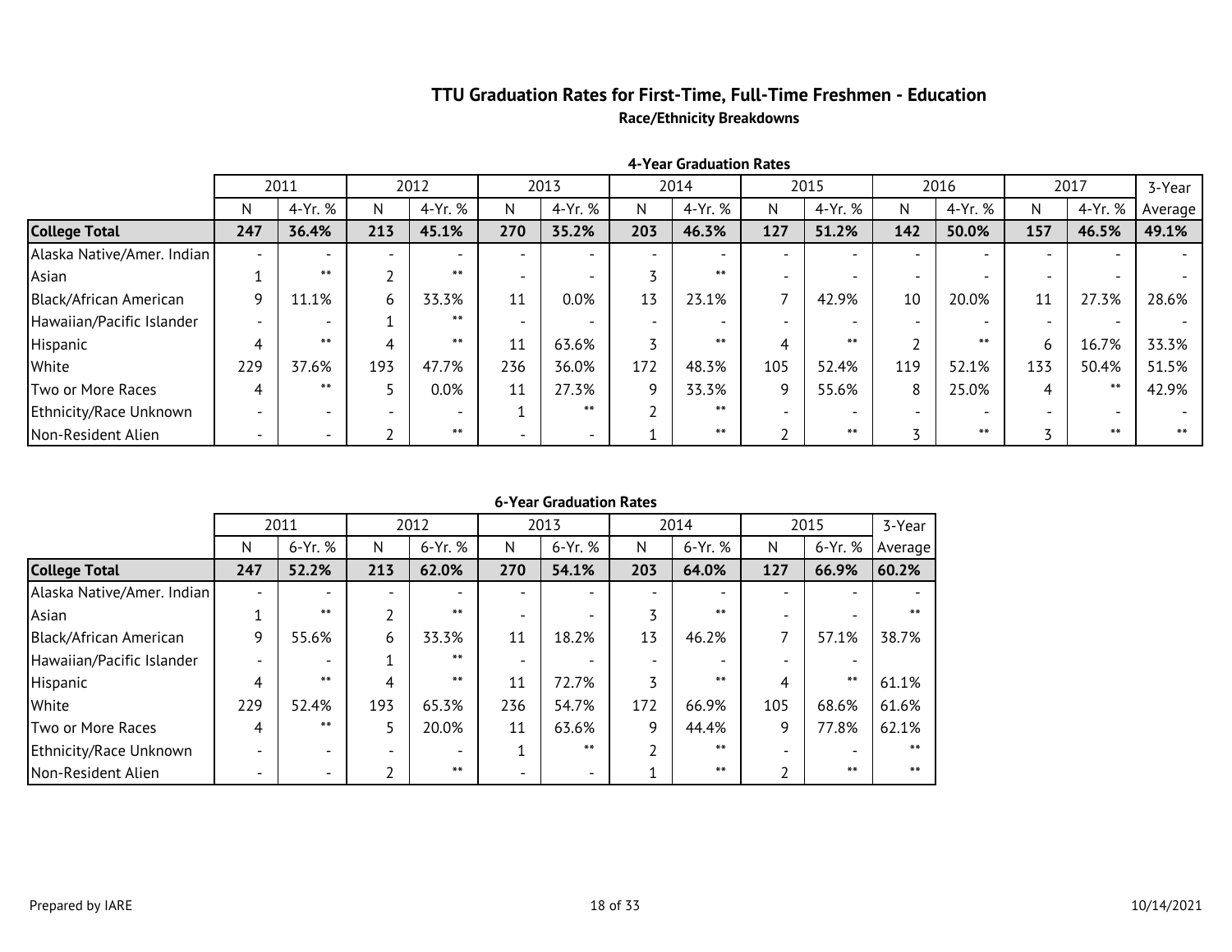## TTU Graduation Rates for First-Time, Full-Time Freshmen - Education

### Race/Ethnicity Breakdowns

**4-Year Graduation Rates**

| | 2011 | | 2012 | | 2013 | | 2014 | | 2015 | | 2016 | | 2017 | | 3-Year |
|---|---|---|---|---|---|---|---|---|---|---|---|---|---|---|---|
| | N | 4-Yr. % | N | 4-Yr. % | N | 4-Yr. % | N | 4-Yr. % | N | 4-Yr. % | N | 4-Yr. % | N | 4-Yr. % | Average |
| **College Total** | **247** | **36.4%** | **213** | **45.1%** | **270** | **35.2%** | **203** | **46.3%** | **127** | **51.2%** | **142** | **50.0%** | **157** | **46.5%** | **49.1%** |
| Alaska Native/Amer. Indian | - | - | - | - | - | - | - | - | - | - | - | - | - | - | - |
| Asian | 1 | ** | 2 | ** | - | - | 3 | ** | - | - | - | - | - | - | - |
| Black/African American | 9 | 11.1% | 6 | 33.3% | 11 | 0.0% | 13 | 23.1% | 7 | 42.9% | 10 | 20.0% | 11 | 27.3% | 28.6% |
| Hawaiian/Pacific Islander | - | - | 1 | ** | - | - | - | - | - | - | - | - | - | - | - |
| Hispanic | 4 | ** | 4 | ** | 11 | 63.6% | 3 | ** | 4 | ** | 2 | ** | 6 | 16.7% | 33.3% |
| White | 229 | 37.6% | 193 | 47.7% | 236 | 36.0% | 172 | 48.3% | 105 | 52.4% | 119 | 52.1% | 133 | 50.4% | 51.5% |
| Two or More Races | 4 | ** | 5 | 0.0% | 11 | 27.3% | 9 | 33.3% | 9 | 55.6% | 8 | 25.0% | 4 | ** | 42.9% |
| Ethnicity/Race Unknown | - | - | - | - | 1 | ** | 2 | ** | - | - | - | - | - | - | - |
| Non-Resident Alien | - | - | 2 | ** | - | - | 1 | ** | 2 | ** | 3 | ** | 3 | ** | ** |

**6-Year Graduation Rates**

| | 2011 | | 2012 | | 2013 | | 2014 | | 2015 | | 3-Year |
|---|---|---|---|---|---|---|---|---|---|---|---|
| | N | 6-Yr. % | N | 6-Yr. % | N | 6-Yr. % | N | 6-Yr. % | N | 6-Yr. % | Average |
| **College Total** | **247** | **52.2%** | **213** | **62.0%** | **270** | **54.1%** | **203** | **64.0%** | **127** | **66.9%** | **60.2%** |
| Alaska Native/Amer. Indian | - | - | - | - | - | - | - | - | - | - | - |
| Asian | 1 | ** | 2 | ** | - | - | 3 | ** | - | - | ** |
| Black/African American | 9 | 55.6% | 6 | 33.3% | 11 | 18.2% | 13 | 46.2% | 7 | 57.1% | 38.7% |
| Hawaiian/Pacific Islander | - | - | 1 | ** | - | - | - | - | - | - | |
| Hispanic | 4 | ** | 4 | ** | 11 | 72.7% | 3 | ** | 4 | ** | 61.1% |
| White | 229 | 52.4% | 193 | 65.3% | 236 | 54.7% | 172 | 66.9% | 105 | 68.6% | 61.6% |
| Two or More Races | 4 | ** | 5 | 20.0% | 11 | 63.6% | 9 | 44.4% | 9 | 77.8% | 62.1% |
| Ethnicity/Race Unknown | - | - | - | - | 1 | ** | 2 | ** | - | - | ** |
| Non-Resident Alien | - | - | 2 | ** | - | - | 1 | ** | 2 | ** | ** |

Prepared by IARE 10/14/2021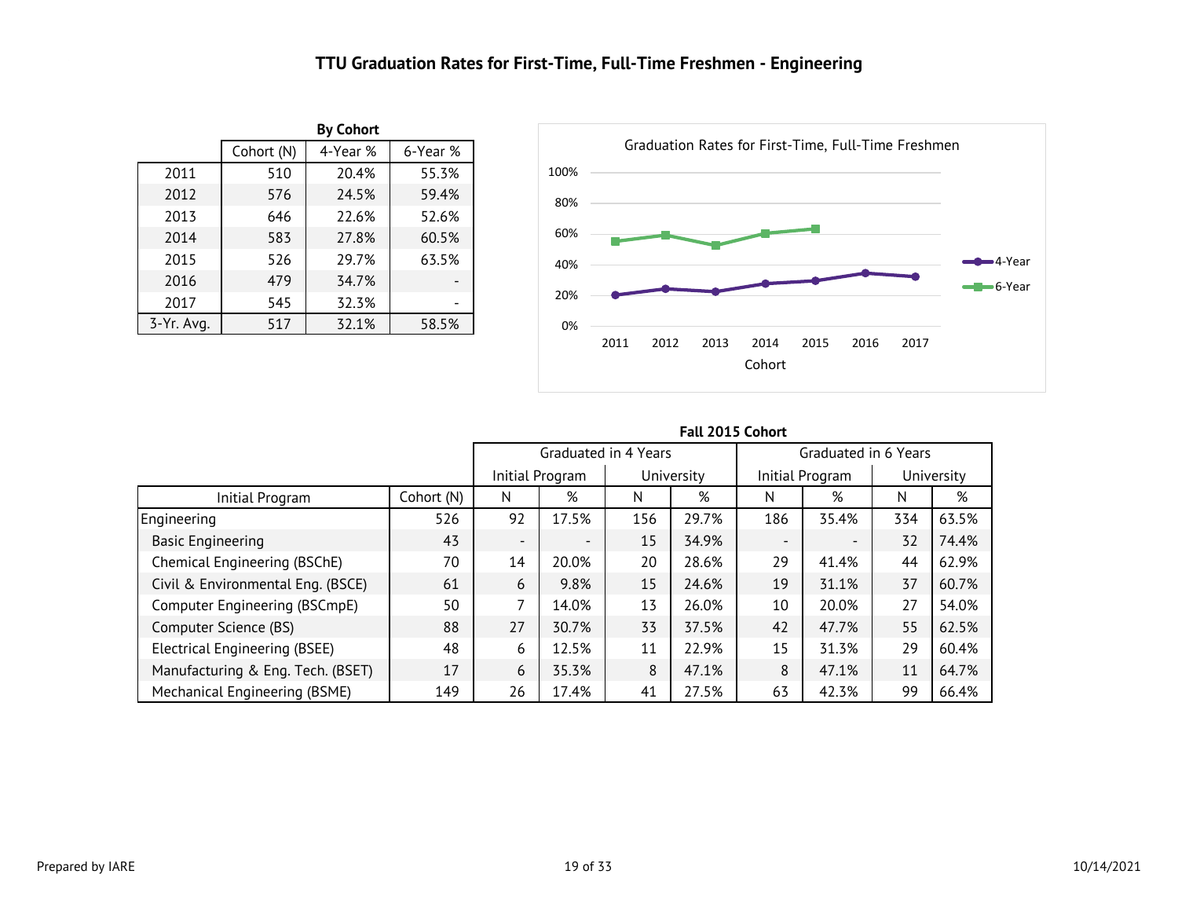# TTU Graduation Rates for First-Time, Full-Time Freshmen - Engineering

**By Cohort**

| | Cohort (N) | 4-Year % | 6-Year % |
|---|---|---|---|
| 2011 | 510 | 20.4% | 55.3% |
| 2012 | 576 | 24.5% | 59.4% |
| 2013 | 646 | 22.6% | 52.6% |
| 2014 | 583 | 27.8% | 60.5% |
| 2015 | 526 | 29.7% | 63.5% |
| 2016 | 479 | 34.7% | - |
| 2017 | 545 | 32.3% | - |
| 3-Yr. Avg. | 517 | 32.1% | 58.5% |

Graduation Rates for First-Time, Full-Time Freshmen

**Fall 2015 Cohort**

| | | Graduated in 4 Years | | | | Graduated in 6 Years | | | |
|---|---|---|---|---|---|---|---|---|---|
| | | Initial Program | | University | | Initial Program | | University | |
| Initial Program | Cohort (N) | N | % | N | % | N | % | N | % |
| Engineering | 526 | 92 | 17.5% | 156 | 29.7% | 186 | 35.4% | 334 | 63.5% |
| Basic Engineering | 43 | - | - | 15 | 34.9% | - | - | 32 | 74.4% |
| Chemical Engineering (BSChE) | 70 | 14 | 20.0% | 20 | 28.6% | 29 | 41.4% | 44 | 62.9% |
| Civil & Environmental Eng. (BSCE) | 61 | 6 | 9.8% | 15 | 24.6% | 19 | 31.1% | 37 | 60.7% |
| Computer Engineering (BSCmpE) | 50 | 7 | 14.0% | 13 | 26.0% | 10 | 20.0% | 27 | 54.0% |
| Computer Science (BS) | 88 | 27 | 30.7% | 33 | 37.5% | 42 | 47.7% | 55 | 62.5% |
| Electrical Engineering (BSEE) | 48 | 6 | 12.5% | 11 | 22.9% | 15 | 31.3% | 29 | 60.4% |
| Manufacturing & Eng. Tech. (BSET) | 17 | 6 | 35.3% | 8 | 47.1% | 8 | 47.1% | 11 | 64.7% |
| Mechanical Engineering (BSME) | 149 | 26 | 17.4% | 41 | 27.5% | 63 | 42.3% | 99 | 66.4% |

Prepared by IARE

10/14/2021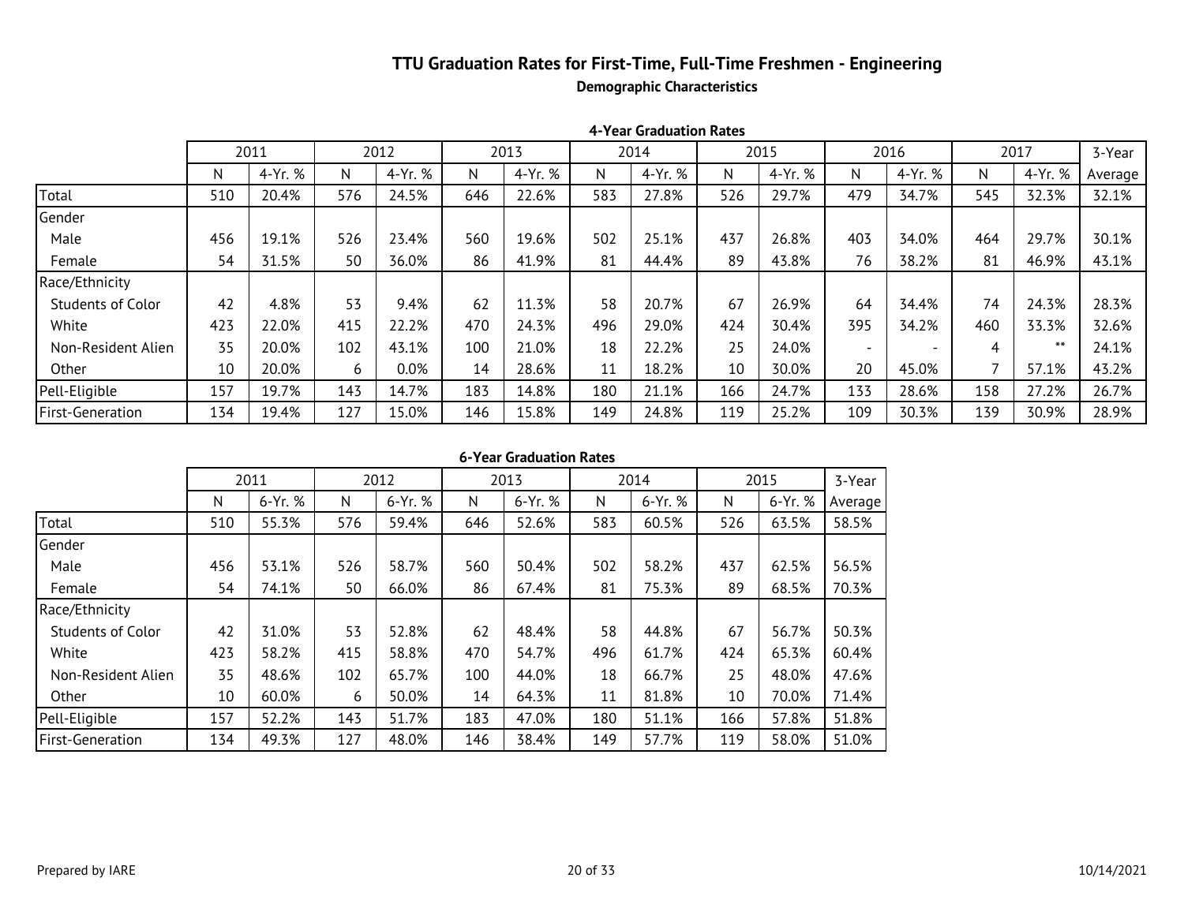# TTU Graduation Rates for First-Time, Full-Time Freshmen - Engineering

## Demographic Characteristics

### 4-Year Graduation Rates

| | 2011 | | 2012 | | 2013 | | 2014 | | 2015 | | 2016 | | 2017 | | 3-Year |
|---|---|---|---|---|---|---|---|---|---|---|---|---|---|---|---|
| | N | 4-Yr. % | N | 4-Yr. % | N | 4-Yr. % | N | 4-Yr. % | N | 4-Yr. % | N | 4-Yr. % | N | 4-Yr. % | Average |
| Total | 510 | 20.4% | 576 | 24.5% | 646 | 22.6% | 583 | 27.8% | 526 | 29.7% | 479 | 34.7% | 545 | 32.3% | 32.1% |
| Gender | | | | | | | | | | | | | | | |
| Male | 456 | 19.1% | 526 | 23.4% | 560 | 19.6% | 502 | 25.1% | 437 | 26.8% | 403 | 34.0% | 464 | 29.7% | 30.1% |
| Female | 54 | 31.5% | 50 | 36.0% | 86 | 41.9% | 81 | 44.4% | 89 | 43.8% | 76 | 38.2% | 81 | 46.9% | 43.1% |
| Race/Ethnicity | | | | | | | | | | | | | | | |
| Students of Color | 42 | 4.8% | 53 | 9.4% | 62 | 11.3% | 58 | 20.7% | 67 | 26.9% | 64 | 34.4% | 74 | 24.3% | 28.3% |
| White | 423 | 22.0% | 415 | 22.2% | 470 | 24.3% | 496 | 29.0% | 424 | 30.4% | 395 | 34.2% | 460 | 33.3% | 32.6% |
| Non-Resident Alien | 35 | 20.0% | 102 | 43.1% | 100 | 21.0% | 18 | 22.2% | 25 | 24.0% | - | - | 4 | ** | 24.1% |
| Other | 10 | 20.0% | 6 | 0.0% | 14 | 28.6% | 11 | 18.2% | 10 | 30.0% | 20 | 45.0% | 7 | 57.1% | 43.2% |
| Pell-Eligible | 157 | 19.7% | 143 | 14.7% | 183 | 14.8% | 180 | 21.1% | 166 | 24.7% | 133 | 28.6% | 158 | 27.2% | 26.7% |
| First-Generation | 134 | 19.4% | 127 | 15.0% | 146 | 15.8% | 149 | 24.8% | 119 | 25.2% | 109 | 30.3% | 139 | 30.9% | 28.9% |

### 6-Year Graduation Rates

| | 2011 | | 2012 | | 2013 | | 2014 | | 2015 | | 3-Year |
|---|---|---|---|---|---|---|---|---|---|---|---|
| | N | 6-Yr. % | N | 6-Yr. % | N | 6-Yr. % | N | 6-Yr. % | N | 6-Yr. % | Average |
| Total | 510 | 55.3% | 576 | 59.4% | 646 | 52.6% | 583 | 60.5% | 526 | 63.5% | 58.5% |
| Gender | | | | | | | | | | | |
| Male | 456 | 53.1% | 526 | 58.7% | 560 | 50.4% | 502 | 58.2% | 437 | 62.5% | 56.5% |
| Female | 54 | 74.1% | 50 | 66.0% | 86 | 67.4% | 81 | 75.3% | 89 | 68.5% | 70.3% |
| Race/Ethnicity | | | | | | | | | | | |
| Students of Color | 42 | 31.0% | 53 | 52.8% | 62 | 48.4% | 58 | 44.8% | 67 | 56.7% | 50.3% |
| White | 423 | 58.2% | 415 | 58.8% | 470 | 54.7% | 496 | 61.7% | 424 | 65.3% | 60.4% |
| Non-Resident Alien | 35 | 48.6% | 102 | 65.7% | 100 | 44.0% | 18 | 66.7% | 25 | 48.0% | 47.6% |
| Other | 10 | 60.0% | 6 | 50.0% | 14 | 64.3% | 11 | 81.8% | 10 | 70.0% | 71.4% |
| Pell-Eligible | 157 | 52.2% | 143 | 51.7% | 183 | 47.0% | 180 | 51.1% | 166 | 57.8% | 51.8% |
| First-Generation | 134 | 49.3% | 127 | 48.0% | 146 | 38.4% | 149 | 57.7% | 119 | 58.0% | 51.0% |

Prepared by IARE

10/14/2021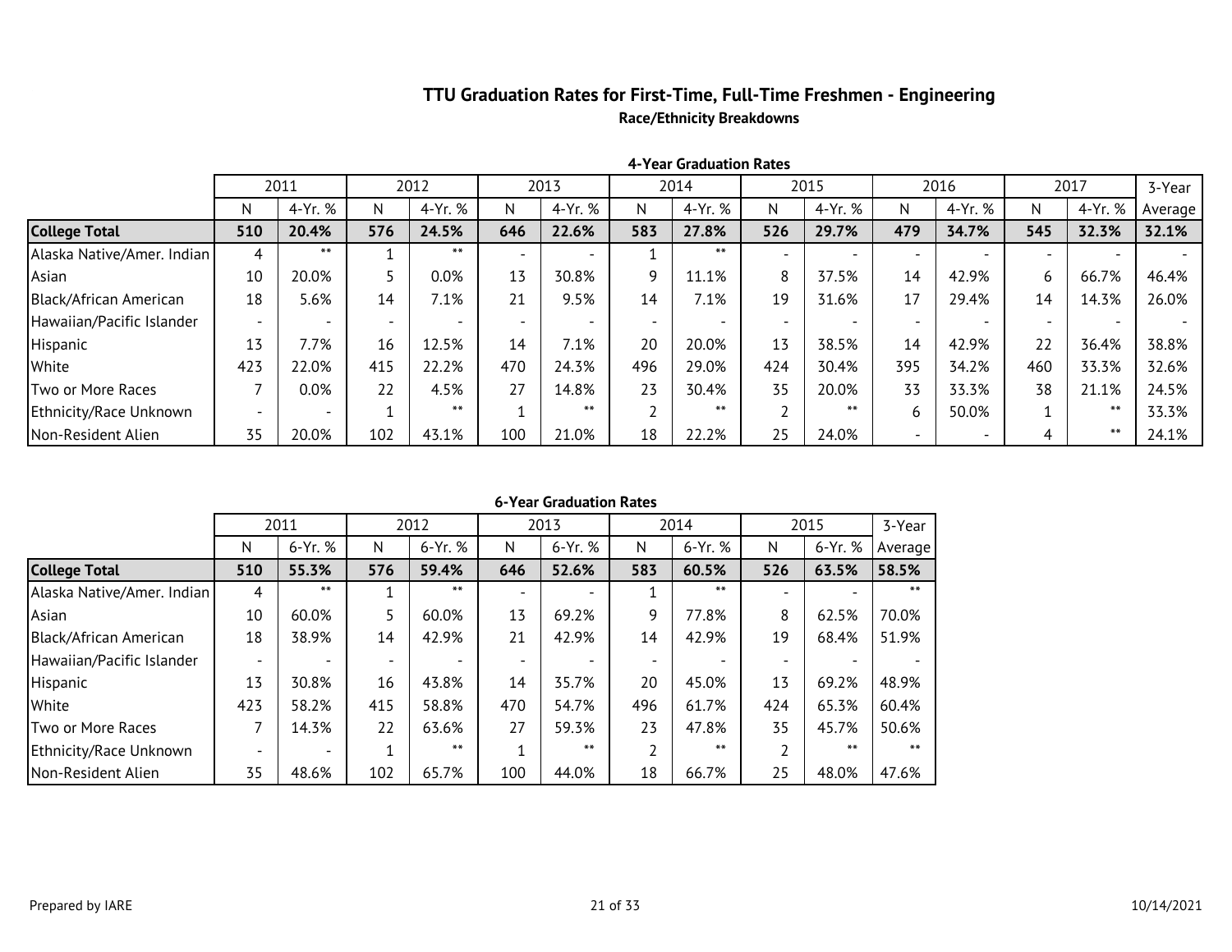## TTU Graduation Rates for First-Time, Full-Time Freshmen - Engineering

### Race/Ethnicity Breakdowns

**4-Year Graduation Rates**

| | 2011 | | 2012 | | 2013 | | 2014 | | 2015 | | 2016 | | 2017 | | 3-Year |
|---|---|---|---|---|---|---|---|---|---|---|---|---|---|---|---|
| | N | 4-Yr. % | N | 4-Yr. % | N | 4-Yr. % | N | 4-Yr. % | N | 4-Yr. % | N | 4-Yr. % | N | 4-Yr. % | Average |
| **College Total** | **510** | **20.4%** | **576** | **24.5%** | **646** | **22.6%** | **583** | **27.8%** | **526** | **29.7%** | **479** | **34.7%** | **545** | **32.3%** | **32.1%** |
| Alaska Native/Amer. Indian | 4 | ** | 1 | ** | - | - | 1 | ** | - | - | - | - | - | - | - |
| Asian | 10 | 20.0% | 5 | 0.0% | 13 | 30.8% | 9 | 11.1% | 8 | 37.5% | 14 | 42.9% | 6 | 66.7% | 46.4% |
| Black/African American | 18 | 5.6% | 14 | 7.1% | 21 | 9.5% | 14 | 7.1% | 19 | 31.6% | 17 | 29.4% | 14 | 14.3% | 26.0% |
| Hawaiian/Pacific Islander | - | - | - | - | - | - | - | - | - | - | - | - | - | - | - |
| Hispanic | 13 | 7.7% | 16 | 12.5% | 14 | 7.1% | 20 | 20.0% | 13 | 38.5% | 14 | 42.9% | 22 | 36.4% | 38.8% |
| White | 423 | 22.0% | 415 | 22.2% | 470 | 24.3% | 496 | 29.0% | 424 | 30.4% | 395 | 34.2% | 460 | 33.3% | 32.6% |
| Two or More Races | 7 | 0.0% | 22 | 4.5% | 27 | 14.8% | 23 | 30.4% | 35 | 20.0% | 33 | 33.3% | 38 | 21.1% | 24.5% |
| Ethnicity/Race Unknown | - | - | 1 | ** | 1 | ** | 2 | ** | 2 | ** | 6 | 50.0% | 1 | ** | 33.3% |
| Non-Resident Alien | 35 | 20.0% | 102 | 43.1% | 100 | 21.0% | 18 | 22.2% | 25 | 24.0% | - | - | 4 | ** | 24.1% |

**6-Year Graduation Rates**

| | 2011 | | 2012 | | 2013 | | 2014 | | 2015 | | 3-Year |
|---|---|---|---|---|---|---|---|---|---|---|---|
| | N | 6-Yr. % | N | 6-Yr. % | N | 6-Yr. % | N | 6-Yr. % | N | 6-Yr. % | Average |
| **College Total** | **510** | **55.3%** | **576** | **59.4%** | **646** | **52.6%** | **583** | **60.5%** | **526** | **63.5%** | **58.5%** |
| Alaska Native/Amer. Indian | 4 | ** | 1 | ** | - | - | 1 | ** | - | - | ** |
| Asian | 10 | 60.0% | 5 | 60.0% | 13 | 69.2% | 9 | 77.8% | 8 | 62.5% | 70.0% |
| Black/African American | 18 | 38.9% | 14 | 42.9% | 21 | 42.9% | 14 | 42.9% | 19 | 68.4% | 51.9% |
| Hawaiian/Pacific Islander | - | - | - | - | - | - | - | - | - | - | - |
| Hispanic | 13 | 30.8% | 16 | 43.8% | 14 | 35.7% | 20 | 45.0% | 13 | 69.2% | 48.9% |
| White | 423 | 58.2% | 415 | 58.8% | 470 | 54.7% | 496 | 61.7% | 424 | 65.3% | 60.4% |
| Two or More Races | 7 | 14.3% | 22 | 63.6% | 27 | 59.3% | 23 | 47.8% | 35 | 45.7% | 50.6% |
| Ethnicity/Race Unknown | - | - | 1 | ** | 1 | ** | 2 | ** | 2 | ** | ** |
| Non-Resident Alien | 35 | 48.6% | 102 | 65.7% | 100 | 44.0% | 18 | 66.7% | 25 | 48.0% | 47.6% |

Prepared by IARE

10/14/2021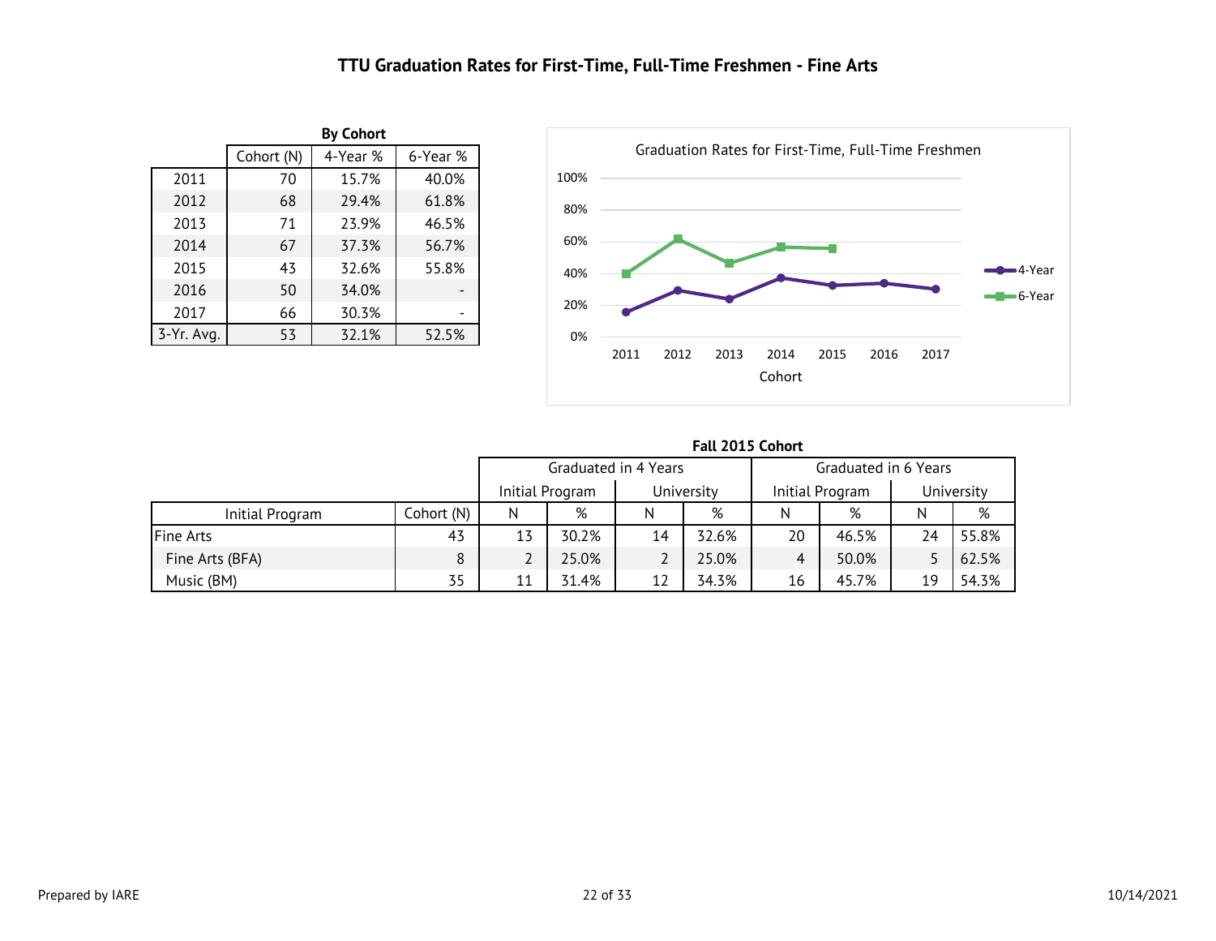# TTU Graduation Rates for First-Time, Full-Time Freshmen - Fine Arts

**By Cohort**

| | Cohort (N) | 4-Year % | 6-Year % |
|---|---|---|---|
| 2011 | 70 | 15.7% | 40.0% |
| 2012 | 68 | 29.4% | 61.8% |
| 2013 | 71 | 23.9% | 46.5% |
| 2014 | 67 | 37.3% | 56.7% |
| 2015 | 43 | 32.6% | 55.8% |
| 2016 | 50 | 34.0% | - |
| 2017 | 66 | 30.3% | - |
| 3-Yr. Avg. | 53 | 32.1% | 52.5% |

Graduation Rates for First-Time, Full-Time Freshmen

| Cohort | 4-Year | 6-Year |
|---|---|---|
| 2011 | 15.7% | 40.0% |
| 2012 | 29.4% | 61.8% |
| 2013 | 23.9% | 46.5% |
| 2014 | 37.3% | 56.7% |
| 2015 | 32.6% | 55.8% |
| 2016 | 34.0% | |
| 2017 | 30.3% | |

**Fall 2015 Cohort**

| | | Graduated in 4 Years | | | | Graduated in 6 Years | | | |
|---|---|---|---|---|---|---|---|---|---|
| | | Initial Program | | University | | Initial Program | | University | |
| Initial Program | Cohort (N) | N | % | N | % | N | % | N | % |
| Fine Arts | 43 | 13 | 30.2% | 14 | 32.6% | 20 | 46.5% | 24 | 55.8% |
| Fine Arts (BFA) | 8 | 2 | 25.0% | 2 | 25.0% | 4 | 50.0% | 5 | 62.5% |
| Music (BM) | 35 | 11 | 31.4% | 12 | 34.3% | 16 | 45.7% | 19 | 54.3% |

Prepared by IARE

10/14/2021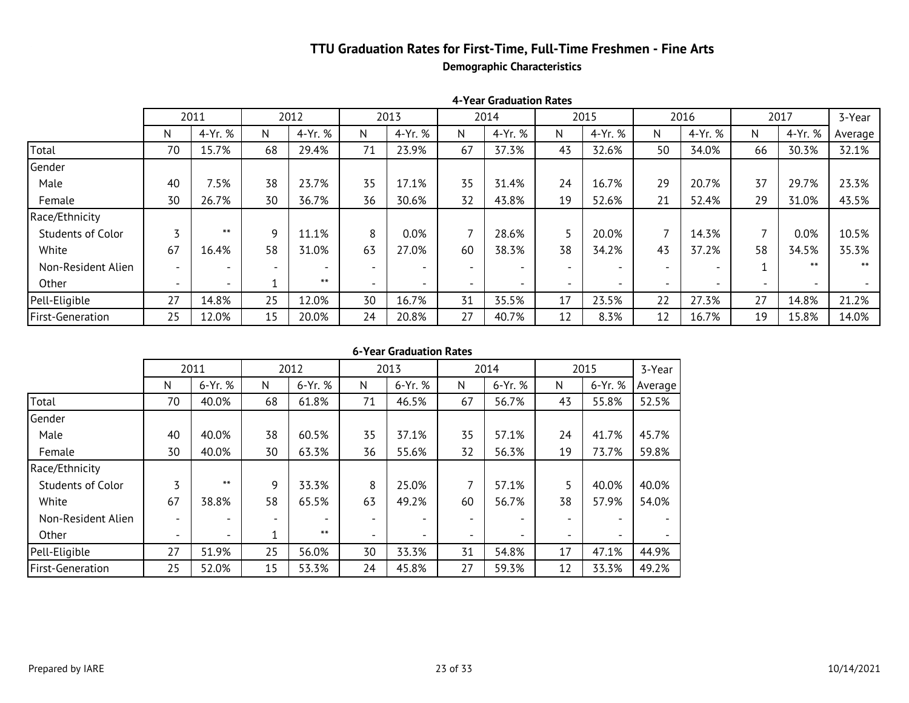# TTU Graduation Rates for First-Time, Full-Time Freshmen - Fine Arts

**Demographic Characteristics**

**4-Year Graduation Rates**

| | 2011 | | 2012 | | 2013 | | 2014 | | 2015 | | 2016 | | 2017 | | 3-Year |
|---|---|---|---|---|---|---|---|---|---|---|---|---|---|---|---|
| | N | 4-Yr. % | N | 4-Yr. % | N | 4-Yr. % | N | 4-Yr. % | N | 4-Yr. % | N | 4-Yr. % | N | 4-Yr. % | Average |
| Total | 70 | 15.7% | 68 | 29.4% | 71 | 23.9% | 67 | 37.3% | 43 | 32.6% | 50 | 34.0% | 66 | 30.3% | 32.1% |
| Gender | | | | | | | | | | | | | | | |
| Male | 40 | 7.5% | 38 | 23.7% | 35 | 17.1% | 35 | 31.4% | 24 | 16.7% | 29 | 20.7% | 37 | 29.7% | 23.3% |
| Female | 30 | 26.7% | 30 | 36.7% | 36 | 30.6% | 32 | 43.8% | 19 | 52.6% | 21 | 52.4% | 29 | 31.0% | 43.5% |
| Race/Ethnicity | | | | | | | | | | | | | | | |
| Students of Color | 3 | ** | 9 | 11.1% | 8 | 0.0% | 7 | 28.6% | 5 | 20.0% | 7 | 14.3% | 7 | 0.0% | 10.5% |
| White | 67 | 16.4% | 58 | 31.0% | 63 | 27.0% | 60 | 38.3% | 38 | 34.2% | 43 | 37.2% | 58 | 34.5% | 35.3% |
| Non-Resident Alien | - | - | - | - | - | - | - | - | - | - | - | - | 1 | ** | ** |
| Other | - | - | 1 | ** | - | - | - | - | - | - | - | - | - | - | - |
| Pell-Eligible | 27 | 14.8% | 25 | 12.0% | 30 | 16.7% | 31 | 35.5% | 17 | 23.5% | 22 | 27.3% | 27 | 14.8% | 21.2% |
| First-Generation | 25 | 12.0% | 15 | 20.0% | 24 | 20.8% | 27 | 40.7% | 12 | 8.3% | 12 | 16.7% | 19 | 15.8% | 14.0% |

**6-Year Graduation Rates**

| | 2011 | | 2012 | | 2013 | | 2014 | | 2015 | | 3-Year |
|---|---|---|---|---|---|---|---|---|---|---|---|
| | N | 6-Yr. % | N | 6-Yr. % | N | 6-Yr. % | N | 6-Yr. % | N | 6-Yr. % | Average |
| Total | 70 | 40.0% | 68 | 61.8% | 71 | 46.5% | 67 | 56.7% | 43 | 55.8% | 52.5% |
| Gender | | | | | | | | | | | |
| Male | 40 | 40.0% | 38 | 60.5% | 35 | 37.1% | 35 | 57.1% | 24 | 41.7% | 45.7% |
| Female | 30 | 40.0% | 30 | 63.3% | 36 | 55.6% | 32 | 56.3% | 19 | 73.7% | 59.8% |
| Race/Ethnicity | | | | | | | | | | | |
| Students of Color | 3 | ** | 9 | 33.3% | 8 | 25.0% | 7 | 57.1% | 5 | 40.0% | 40.0% |
| White | 67 | 38.8% | 58 | 65.5% | 63 | 49.2% | 60 | 56.7% | 38 | 57.9% | 54.0% |
| Non-Resident Alien | - | - | - | - | - | - | - | - | - | - | - |
| Other | - | - | 1 | ** | - | - | - | - | - | - | - |
| Pell-Eligible | 27 | 51.9% | 25 | 56.0% | 30 | 33.3% | 31 | 54.8% | 17 | 47.1% | 44.9% |
| First-Generation | 25 | 52.0% | 15 | 53.3% | 24 | 45.8% | 27 | 59.3% | 12 | 33.3% | 49.2% |

Prepared by IARE

10/14/2021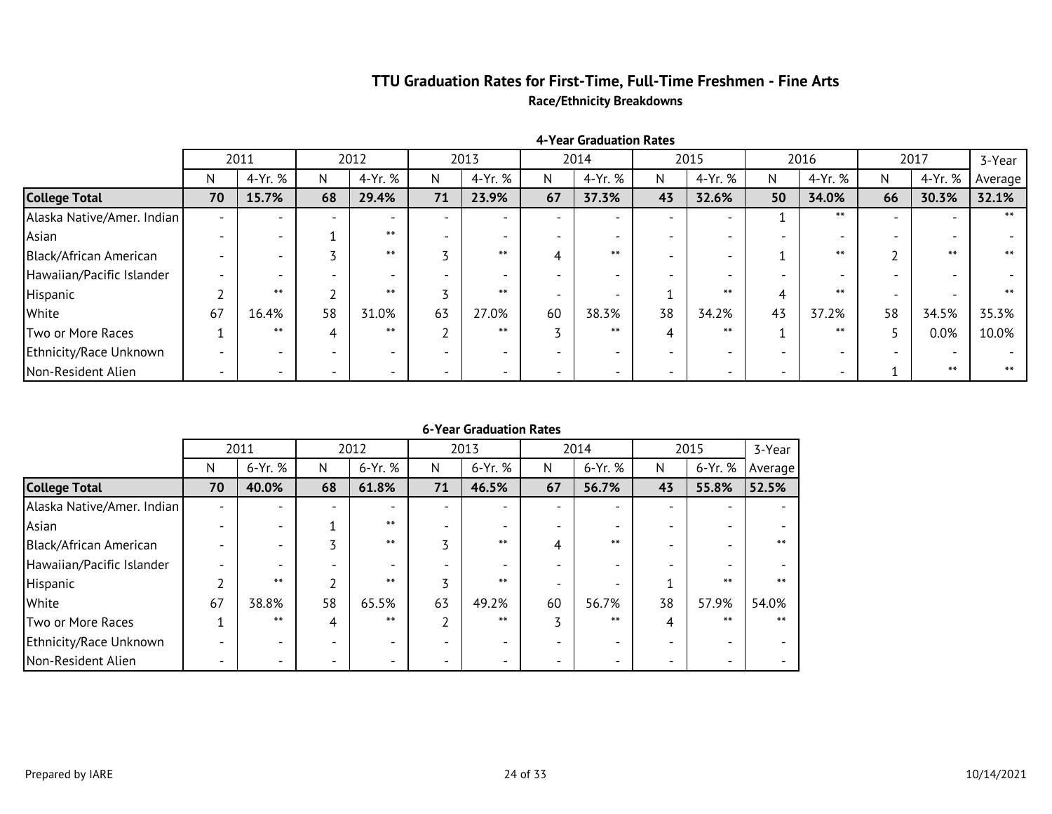## TTU Graduation Rates for First-Time, Full-Time Freshmen - Fine Arts

### Race/Ethnicity Breakdowns

**4-Year Graduation Rates**

| | 2011 | | 2012 | | 2013 | | 2014 | | 2015 | | 2016 | | 2017 | | 3-Year |
|---|---|---|---|---|---|---|---|---|---|---|---|---|---|---|---|
| | N | 4-Yr. % | N | 4-Yr. % | N | 4-Yr. % | N | 4-Yr. % | N | 4-Yr. % | N | 4-Yr. % | N | 4-Yr. % | Average |
| **College Total** | **70** | **15.7%** | **68** | **29.4%** | **71** | **23.9%** | **67** | **37.3%** | **43** | **32.6%** | **50** | **34.0%** | **66** | **30.3%** | **32.1%** |
| Alaska Native/Amer. Indian | - | - | - | - | - | - | - | - | - | - | 1 | ** | - | - | ** |
| Asian | - | - | 1 | ** | - | - | - | - | - | - | - | - | - | - | - |
| Black/African American | - | - | 3 | ** | 3 | ** | 4 | ** | - | - | 1 | ** | 2 | ** | ** |
| Hawaiian/Pacific Islander | - | - | - | - | - | - | - | - | - | - | - | - | - | - | - |
| Hispanic | 2 | ** | 2 | ** | 3 | ** | - | - | 1 | ** | 4 | ** | - | - | ** |
| White | 67 | 16.4% | 58 | 31.0% | 63 | 27.0% | 60 | 38.3% | 38 | 34.2% | 43 | 37.2% | 58 | 34.5% | 35.3% |
| Two or More Races | 1 | ** | 4 | ** | 2 | ** | 3 | ** | 4 | ** | 1 | ** | 5 | 0.0% | 10.0% |
| Ethnicity/Race Unknown | - | - | - | - | - | - | - | - | - | - | - | - | - | - | - |
| Non-Resident Alien | - | - | - | - | - | - | - | - | - | - | - | - | 1 | ** | ** |

**6-Year Graduation Rates**

| | 2011 | | 2012 | | 2013 | | 2014 | | 2015 | | 3-Year |
|---|---|---|---|---|---|---|---|---|---|---|---|
| | N | 6-Yr. % | N | 6-Yr. % | N | 6-Yr. % | N | 6-Yr. % | N | 6-Yr. % | Average |
| **College Total** | **70** | **40.0%** | **68** | **61.8%** | **71** | **46.5%** | **67** | **56.7%** | **43** | **55.8%** | **52.5%** |
| Alaska Native/Amer. Indian | - | - | - | - | - | - | - | - | - | - | - |
| Asian | - | - | 1 | ** | - | - | - | - | - | - | - |
| Black/African American | - | - | 3 | ** | 3 | ** | 4 | ** | - | - | ** |
| Hawaiian/Pacific Islander | - | - | - | - | - | - | - | - | - | - | - |
| Hispanic | 2 | ** | 2 | ** | 3 | ** | - | - | 1 | ** | ** |
| White | 67 | 38.8% | 58 | 65.5% | 63 | 49.2% | 60 | 56.7% | 38 | 57.9% | 54.0% |
| Two or More Races | 1 | ** | 4 | ** | 2 | ** | 3 | ** | 4 | ** | ** |
| Ethnicity/Race Unknown | - | - | - | - | - | - | - | - | - | - | - |
| Non-Resident Alien | - | - | - | - | - | - | - | - | - | - | - |

Prepared by IARE

10/14/2021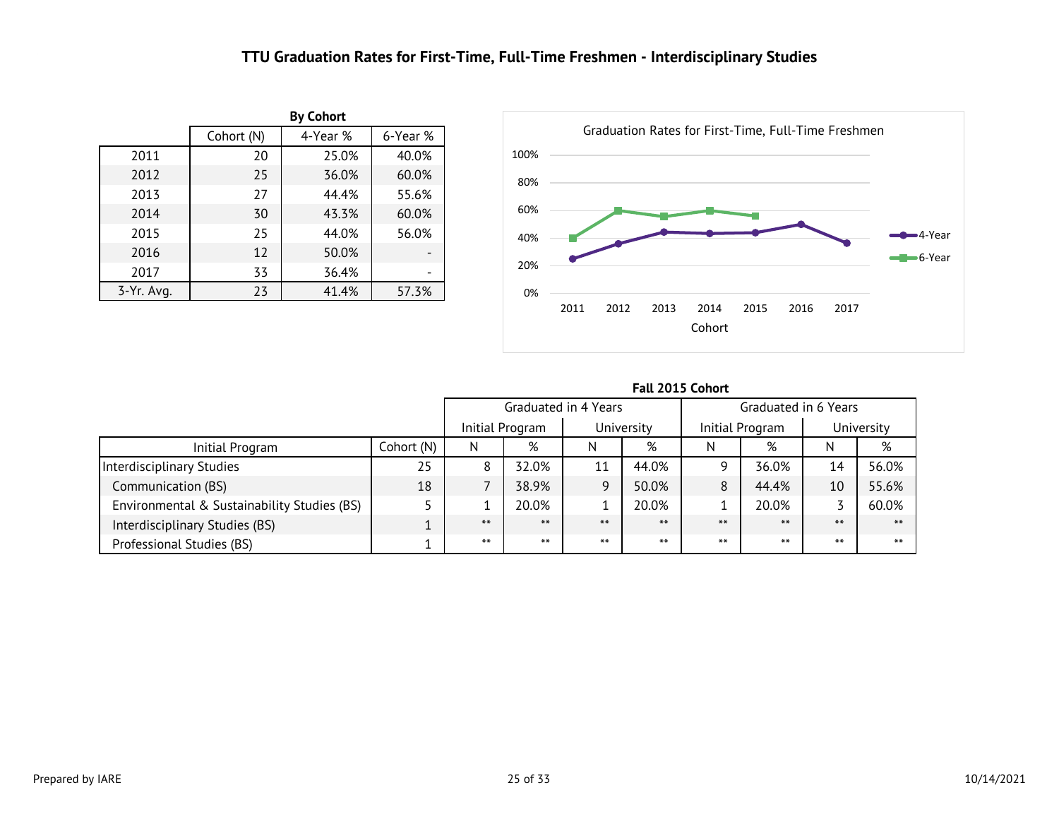# TTU Graduation Rates for First-Time, Full-Time Freshmen - Interdisciplinary Studies

**By Cohort**

| | Cohort (N) | 4-Year % | 6-Year % |
|---|---|---|---|
| 2011 | 20 | 25.0% | 40.0% |
| 2012 | 25 | 36.0% | 60.0% |
| 2013 | 27 | 44.4% | 55.6% |
| 2014 | 30 | 43.3% | 60.0% |
| 2015 | 25 | 44.0% | 56.0% |
| 2016 | 12 | 50.0% | - |
| 2017 | 33 | 36.4% | - |
| 3-Yr. Avg. | 23 | 41.4% | 57.3% |

Graduation Rates for First-Time, Full-Time Freshmen

**Fall 2015 Cohort**

| | | Graduated in 4 Years | | | | Graduated in 6 Years | | | |
|---|---|---|---|---|---|---|---|---|---|
| | | Initial Program | | University | | Initial Program | | University | |
| Initial Program | Cohort (N) | N | % | N | % | N | % | N | % |
| Interdisciplinary Studies | 25 | 8 | 32.0% | 11 | 44.0% | 9 | 36.0% | 14 | 56.0% |
| Communication (BS) | 18 | 7 | 38.9% | 9 | 50.0% | 8 | 44.4% | 10 | 55.6% |
| Environmental & Sustainability Studies (BS) | 5 | 1 | 20.0% | 1 | 20.0% | 1 | 20.0% | 3 | 60.0% |
| Interdisciplinary Studies (BS) | 1 | ** | ** | ** | ** | ** | ** | ** | ** |
| Professional Studies (BS) | 1 | ** | ** | ** | ** | ** | ** | ** | ** |

Prepared by IARE

10/14/2021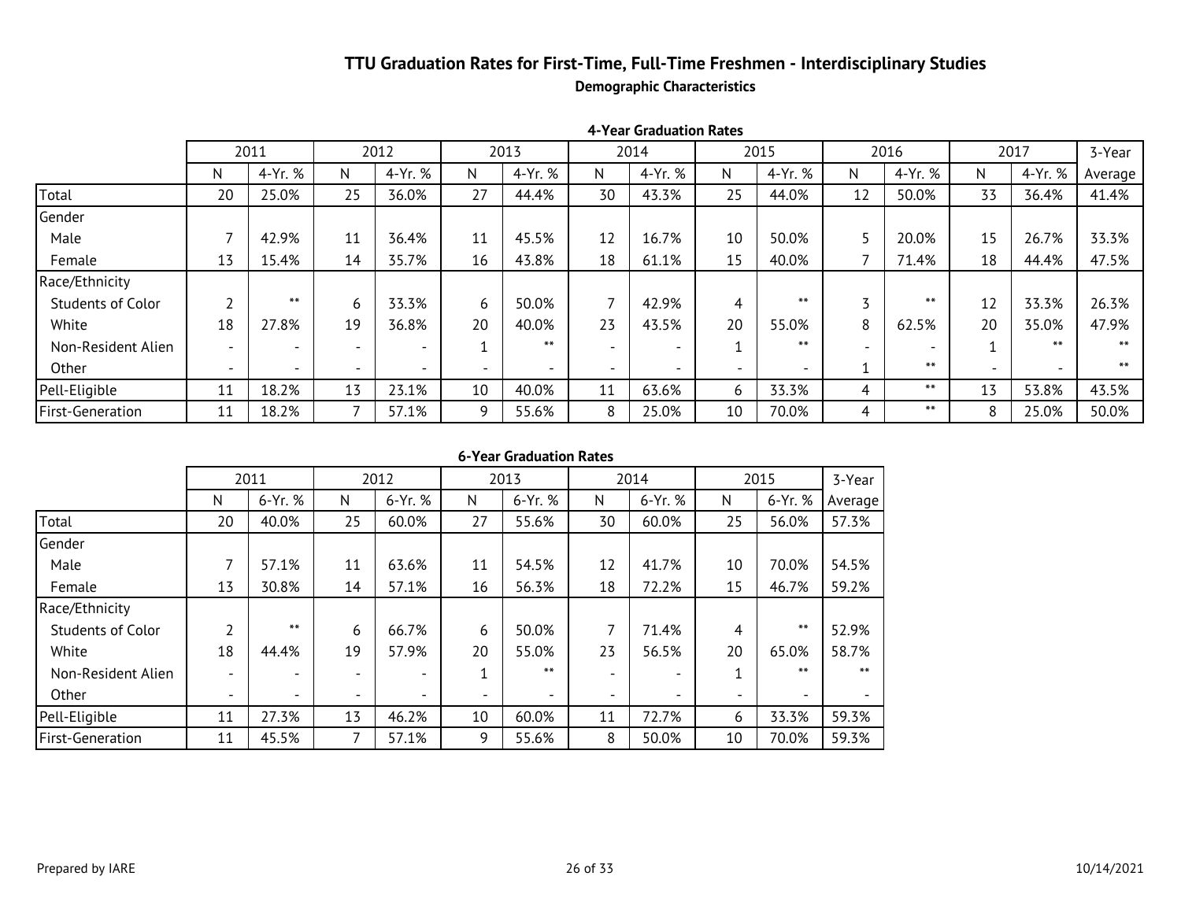# TTU Graduation Rates for First-Time, Full-Time Freshmen - Interdisciplinary Studies

**Demographic Characteristics**

**4-Year Graduation Rates**

| | 2011 | | 2012 | | 2013 | | 2014 | | 2015 | | 2016 | | 2017 | | 3-Year |
|---|---|---|---|---|---|---|---|---|---|---|---|---|---|---|---|
| | N | 4-Yr. % | N | 4-Yr. % | N | 4-Yr. % | N | 4-Yr. % | N | 4-Yr. % | N | 4-Yr. % | N | 4-Yr. % | Average |
| Total | 20 | 25.0% | 25 | 36.0% | 27 | 44.4% | 30 | 43.3% | 25 | 44.0% | 12 | 50.0% | 33 | 36.4% | 41.4% |
| Gender | | | | | | | | | | | | | | | |
| Male | 7 | 42.9% | 11 | 36.4% | 11 | 45.5% | 12 | 16.7% | 10 | 50.0% | 5 | 20.0% | 15 | 26.7% | 33.3% |
| Female | 13 | 15.4% | 14 | 35.7% | 16 | 43.8% | 18 | 61.1% | 15 | 40.0% | 7 | 71.4% | 18 | 44.4% | 47.5% |
| Race/Ethnicity | | | | | | | | | | | | | | | |
| Students of Color | 2 | ** | 6 | 33.3% | 6 | 50.0% | 7 | 42.9% | 4 | ** | 3 | ** | 12 | 33.3% | 26.3% |
| White | 18 | 27.8% | 19 | 36.8% | 20 | 40.0% | 23 | 43.5% | 20 | 55.0% | 8 | 62.5% | 20 | 35.0% | 47.9% |
| Non-Resident Alien | - | - | - | - | 1 | ** | - | - | 1 | ** | - | - | 1 | ** | ** |
| Other | - | - | - | - | - | - | - | - | - | - | 1 | ** | - | - | ** |
| Pell-Eligible | 11 | 18.2% | 13 | 23.1% | 10 | 40.0% | 11 | 63.6% | 6 | 33.3% | 4 | ** | 13 | 53.8% | 43.5% |
| First-Generation | 11 | 18.2% | 7 | 57.1% | 9 | 55.6% | 8 | 25.0% | 10 | 70.0% | 4 | ** | 8 | 25.0% | 50.0% |

**6-Year Graduation Rates**

| | 2011 | | 2012 | | 2013 | | 2014 | | 2015 | | 3-Year |
|---|---|---|---|---|---|---|---|---|---|---|---|
| | N | 6-Yr. % | N | 6-Yr. % | N | 6-Yr. % | N | 6-Yr. % | N | 6-Yr. % | Average |
| Total | 20 | 40.0% | 25 | 60.0% | 27 | 55.6% | 30 | 60.0% | 25 | 56.0% | 57.3% |
| Gender | | | | | | | | | | | |
| Male | 7 | 57.1% | 11 | 63.6% | 11 | 54.5% | 12 | 41.7% | 10 | 70.0% | 54.5% |
| Female | 13 | 30.8% | 14 | 57.1% | 16 | 56.3% | 18 | 72.2% | 15 | 46.7% | 59.2% |
| Race/Ethnicity | | | | | | | | | | | |
| Students of Color | 2 | ** | 6 | 66.7% | 6 | 50.0% | 7 | 71.4% | 4 | ** | 52.9% |
| White | 18 | 44.4% | 19 | 57.9% | 20 | 55.0% | 23 | 56.5% | 20 | 65.0% | 58.7% |
| Non-Resident Alien | - | - | - | - | 1 | ** | - | - | 1 | ** | ** |
| Other | - | - | - | - | - | - | - | - | - | - | - |
| Pell-Eligible | 11 | 27.3% | 13 | 46.2% | 10 | 60.0% | 11 | 72.7% | 6 | 33.3% | 59.3% |
| First-Generation | 11 | 45.5% | 7 | 57.1% | 9 | 55.6% | 8 | 50.0% | 10 | 70.0% | 59.3% |

Prepared by IARE

10/14/2021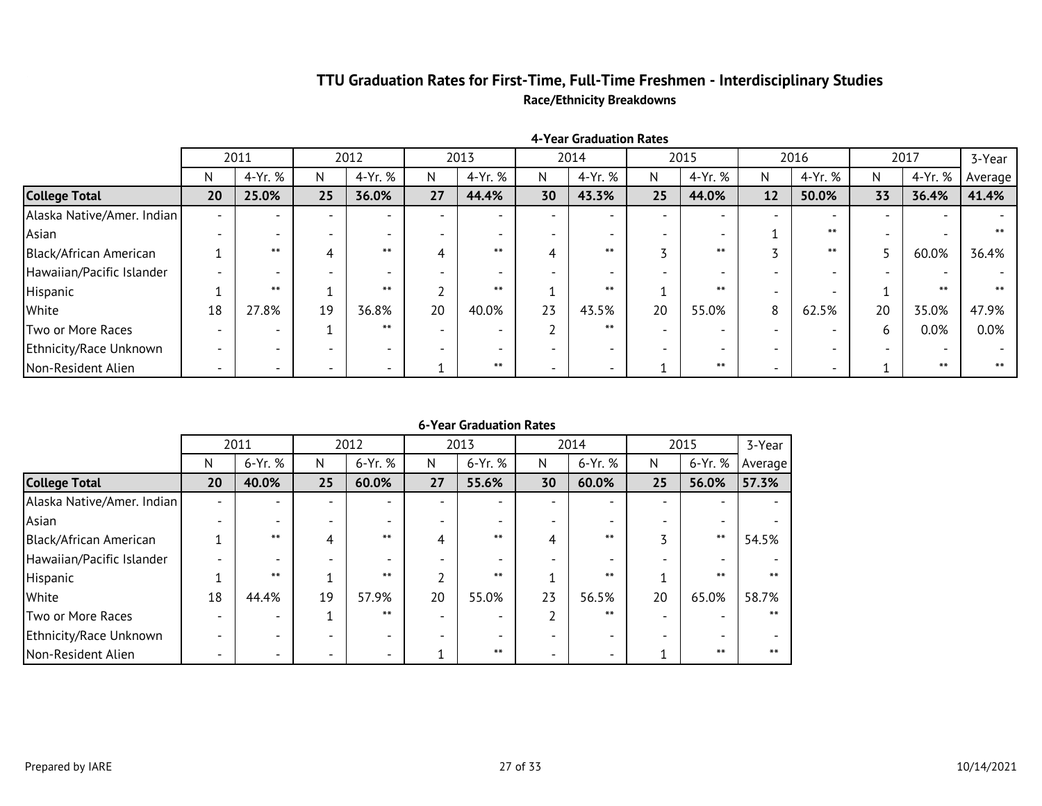# TTU Graduation Rates for First-Time, Full-Time Freshmen - Interdisciplinary Studies

## Race/Ethnicity Breakdowns

### 4-Year Graduation Rates

| | 2011 | | 2012 | | 2013 | | 2014 | | 2015 | | 2016 | | 2017 | | 3-Year |
|---|---|---|---|---|---|---|---|---|---|---|---|---|---|---|---|
| | N | 4-Yr. % | N | 4-Yr. % | N | 4-Yr. % | N | 4-Yr. % | N | 4-Yr. % | N | 4-Yr. % | N | 4-Yr. % | Average |
| **College Total** | **20** | **25.0%** | **25** | **36.0%** | **27** | **44.4%** | **30** | **43.3%** | **25** | **44.0%** | **12** | **50.0%** | **33** | **36.4%** | **41.4%** |
| Alaska Native/Amer. Indian | - | - | - | - | - | - | - | - | - | - | - | - | - | - | - |
| Asian | - | - | - | - | - | - | - | - | - | - | 1 | ** | - | - | ** |
| Black/African American | 1 | ** | 4 | ** | 4 | ** | 4 | ** | 3 | ** | 3 | ** | 5 | 60.0% | 36.4% |
| Hawaiian/Pacific Islander | - | - | - | - | - | - | - | - | - | - | - | - | - | - | - |
| Hispanic | 1 | ** | 1 | ** | 2 | ** | 1 | ** | 1 | ** | - | - | 1 | ** | ** |
| White | 18 | 27.8% | 19 | 36.8% | 20 | 40.0% | 23 | 43.5% | 20 | 55.0% | 8 | 62.5% | 20 | 35.0% | 47.9% |
| Two or More Races | - | - | 1 | ** | - | - | 2 | ** | - | - | - | - | 6 | 0.0% | 0.0% |
| Ethnicity/Race Unknown | - | - | - | - | - | - | - | - | - | - | - | - | - | - | - |
| Non-Resident Alien | - | - | - | - | 1 | ** | - | - | 1 | ** | - | - | 1 | ** | ** |

### 6-Year Graduation Rates

| | 2011 | | 2012 | | 2013 | | 2014 | | 2015 | | 3-Year |
|---|---|---|---|---|---|---|---|---|---|---|---|
| | N | 6-Yr. % | N | 6-Yr. % | N | 6-Yr. % | N | 6-Yr. % | N | 6-Yr. % | Average |
| **College Total** | **20** | **40.0%** | **25** | **60.0%** | **27** | **55.6%** | **30** | **60.0%** | **25** | **56.0%** | **57.3%** |
| Alaska Native/Amer. Indian | - | - | - | - | - | - | - | - | - | - | - |
| Asian | - | - | - | - | - | - | - | - | - | - | - |
| Black/African American | 1 | ** | 4 | ** | 4 | ** | 4 | ** | 3 | ** | 54.5% |
| Hawaiian/Pacific Islander | - | - | - | - | - | - | - | - | - | - | - |
| Hispanic | 1 | ** | 1 | ** | 2 | ** | 1 | ** | 1 | ** | ** |
| White | 18 | 44.4% | 19 | 57.9% | 20 | 55.0% | 23 | 56.5% | 20 | 65.0% | 58.7% |
| Two or More Races | - | - | 1 | ** | - | - | 2 | ** | - | - | ** |
| Ethnicity/Race Unknown | - | - | - | - | - | - | - | - | - | - | - |
| Non-Resident Alien | - | - | - | - | 1 | ** | - | - | 1 | ** | ** |

Prepared by IARE

10/14/2021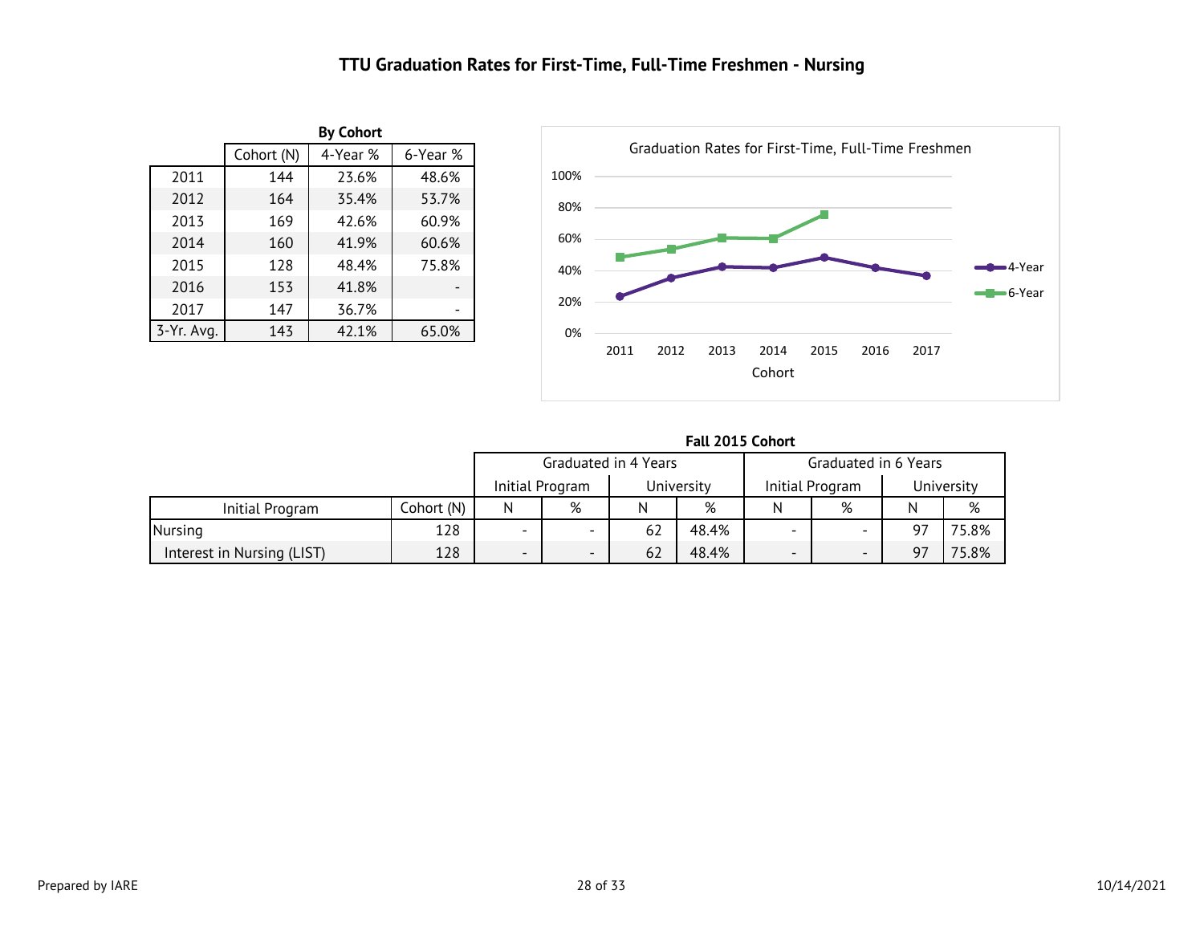# TTU Graduation Rates for First-Time, Full-Time Freshmen - Nursing

**By Cohort**

| | Cohort (N) | 4-Year % | 6-Year % |
|---|---|---|---|
| 2011 | 144 | 23.6% | 48.6% |
| 2012 | 164 | 35.4% | 53.7% |
| 2013 | 169 | 42.6% | 60.9% |
| 2014 | 160 | 41.9% | 60.6% |
| 2015 | 128 | 48.4% | 75.8% |
| 2016 | 153 | 41.8% | - |
| 2017 | 147 | 36.7% | - |
| 3-Yr. Avg. | 143 | 42.1% | 65.0% |

Graduation Rates for First-Time, Full-Time Freshmen

**Fall 2015 Cohort**

| Initial Program | Cohort (N) | Graduated in 4 Years | | | | Graduated in 6 Years | | | |
|---|---|---|---|---|---|---|---|---|---|
| | | Initial Program | | University | | Initial Program | | University | |
| | | N | % | N | % | N | % | N | % |
| Nursing | 128 | - | - | 62 | 48.4% | - | - | 97 | 75.8% |
| Interest in Nursing (LIST) | 128 | - | - | 62 | 48.4% | - | - | 97 | 75.8% |

Prepared by IARE

10/14/2021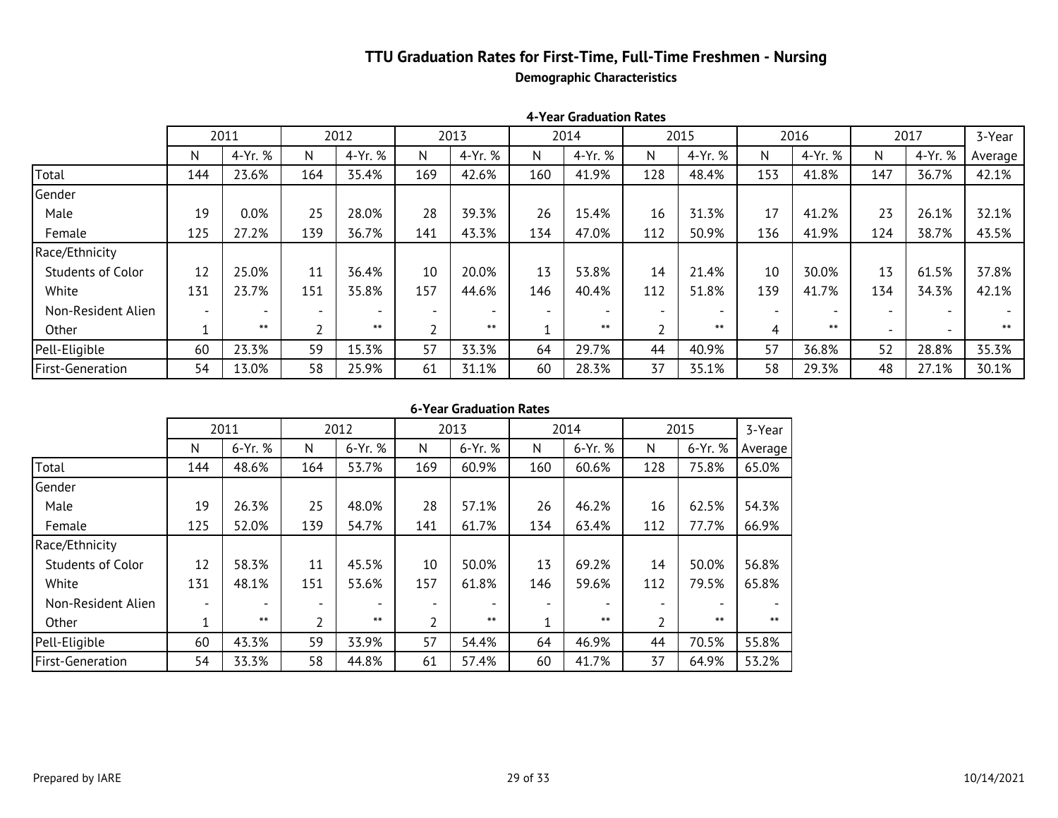# TTU Graduation Rates for First-Time, Full-Time Freshmen - Nursing

**Demographic Characteristics**

**4-Year Graduation Rates**

| | 2011 | | 2012 | | 2013 | | 2014 | | 2015 | | 2016 | | 2017 | | 3-Year |
|---|---|---|---|---|---|---|---|---|---|---|---|---|---|---|---|
| | N | 4-Yr. % | N | 4-Yr. % | N | 4-Yr. % | N | 4-Yr. % | N | 4-Yr. % | N | 4-Yr. % | N | 4-Yr. % | Average |
| Total | 144 | 23.6% | 164 | 35.4% | 169 | 42.6% | 160 | 41.9% | 128 | 48.4% | 153 | 41.8% | 147 | 36.7% | 42.1% |
| Gender | | | | | | | | | | | | | | | |
| Male | 19 | 0.0% | 25 | 28.0% | 28 | 39.3% | 26 | 15.4% | 16 | 31.3% | 17 | 41.2% | 23 | 26.1% | 32.1% |
| Female | 125 | 27.2% | 139 | 36.7% | 141 | 43.3% | 134 | 47.0% | 112 | 50.9% | 136 | 41.9% | 124 | 38.7% | 43.5% |
| Race/Ethnicity | | | | | | | | | | | | | | | |
| Students of Color | 12 | 25.0% | 11 | 36.4% | 10 | 20.0% | 13 | 53.8% | 14 | 21.4% | 10 | 30.0% | 13 | 61.5% | 37.8% |
| White | 131 | 23.7% | 151 | 35.8% | 157 | 44.6% | 146 | 40.4% | 112 | 51.8% | 139 | 41.7% | 134 | 34.3% | 42.1% |
| Non-Resident Alien | - | - | - | - | - | - | - | - | - | - | - | - | - | - | - |
| Other | 1 | ** | 2 | ** | 2 | ** | 1 | ** | 2 | ** | 4 | ** | - | - | ** |
| Pell-Eligible | 60 | 23.3% | 59 | 15.3% | 57 | 33.3% | 64 | 29.7% | 44 | 40.9% | 57 | 36.8% | 52 | 28.8% | 35.3% |
| First-Generation | 54 | 13.0% | 58 | 25.9% | 61 | 31.1% | 60 | 28.3% | 37 | 35.1% | 58 | 29.3% | 48 | 27.1% | 30.1% |

**6-Year Graduation Rates**

| | 2011 | | 2012 | | 2013 | | 2014 | | 2015 | | 3-Year |
|---|---|---|---|---|---|---|---|---|---|---|---|
| | N | 6-Yr. % | N | 6-Yr. % | N | 6-Yr. % | N | 6-Yr. % | N | 6-Yr. % | Average |
| Total | 144 | 48.6% | 164 | 53.7% | 169 | 60.9% | 160 | 60.6% | 128 | 75.8% | 65.0% |
| Gender | | | | | | | | | | | |
| Male | 19 | 26.3% | 25 | 48.0% | 28 | 57.1% | 26 | 46.2% | 16 | 62.5% | 54.3% |
| Female | 125 | 52.0% | 139 | 54.7% | 141 | 61.7% | 134 | 63.4% | 112 | 77.7% | 66.9% |
| Race/Ethnicity | | | | | | | | | | | |
| Students of Color | 12 | 58.3% | 11 | 45.5% | 10 | 50.0% | 13 | 69.2% | 14 | 50.0% | 56.8% |
| White | 131 | 48.1% | 151 | 53.6% | 157 | 61.8% | 146 | 59.6% | 112 | 79.5% | 65.8% |
| Non-Resident Alien | - | - | - | - | - | - | - | - | - | - | - |
| Other | 1 | ** | 2 | ** | 2 | ** | 1 | ** | 2 | ** | ** |
| Pell-Eligible | 60 | 43.3% | 59 | 33.9% | 57 | 54.4% | 64 | 46.9% | 44 | 70.5% | 55.8% |
| First-Generation | 54 | 33.3% | 58 | 44.8% | 61 | 57.4% | 60 | 41.7% | 37 | 64.9% | 53.2% |

Prepared by IARE

10/14/2021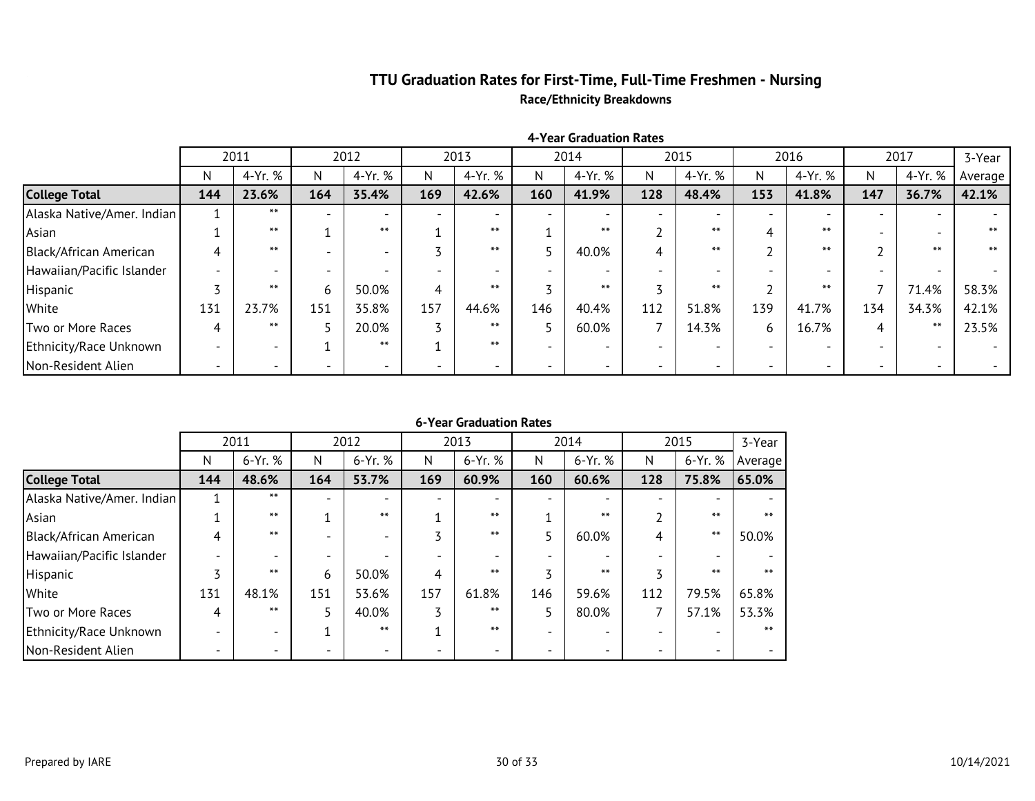# TTU Graduation Rates for First-Time, Full-Time Freshmen - Nursing

## Race/Ethnicity Breakdowns

### 4-Year Graduation Rates

| | 2011 | | 2012 | | 2013 | | 2014 | | 2015 | | 2016 | | 2017 | | 3-Year |
|---|---|---|---|---|---|---|---|---|---|---|---|---|---|---|---|
| | N | 4-Yr. % | N | 4-Yr. % | N | 4-Yr. % | N | 4-Yr. % | N | 4-Yr. % | N | 4-Yr. % | N | 4-Yr. % | Average |
| **College Total** | **144** | **23.6%** | **164** | **35.4%** | **169** | **42.6%** | **160** | **41.9%** | **128** | **48.4%** | **153** | **41.8%** | **147** | **36.7%** | **42.1%** |
| Alaska Native/Amer. Indian | 1 | ** | - | - | - | - | - | - | - | - | - | - | - | - | - |
| Asian | 1 | ** | 1 | ** | 1 | ** | 1 | ** | 2 | ** | 4 | ** | - | - | ** |
| Black/African American | 4 | ** | - | - | 3 | ** | 5 | 40.0% | 4 | ** | 2 | ** | 2 | ** | ** |
| Hawaiian/Pacific Islander | - | - | - | - | - | - | - | - | - | - | - | - | - | - | - |
| Hispanic | 3 | ** | 6 | 50.0% | 4 | ** | 3 | ** | 3 | ** | 2 | ** | 7 | 71.4% | 58.3% |
| White | 131 | 23.7% | 151 | 35.8% | 157 | 44.6% | 146 | 40.4% | 112 | 51.8% | 139 | 41.7% | 134 | 34.3% | 42.1% |
| Two or More Races | 4 | ** | 5 | 20.0% | 3 | ** | 5 | 60.0% | 7 | 14.3% | 6 | 16.7% | 4 | ** | 23.5% |
| Ethnicity/Race Unknown | - | - | 1 | ** | 1 | ** | - | - | - | - | - | - | - | - | - |
| Non-Resident Alien | - | - | - | - | - | - | - | - | - | - | - | - | - | - | - |

### 6-Year Graduation Rates

| | 2011 | | 2012 | | 2013 | | 2014 | | 2015 | | 3-Year |
|---|---|---|---|---|---|---|---|---|---|---|---|
| | N | 6-Yr. % | N | 6-Yr. % | N | 6-Yr. % | N | 6-Yr. % | N | 6-Yr. % | Average |
| **College Total** | **144** | **48.6%** | **164** | **53.7%** | **169** | **60.9%** | **160** | **60.6%** | **128** | **75.8%** | **65.0%** |
| Alaska Native/Amer. Indian | 1 | ** | - | - | - | - | - | - | - | - | - |
| Asian | 1 | ** | 1 | ** | 1 | ** | 1 | ** | 2 | ** | ** |
| Black/African American | 4 | ** | - | - | 3 | ** | 5 | 60.0% | 4 | ** | 50.0% |
| Hawaiian/Pacific Islander | - | - | - | - | - | - | - | - | - | - | - |
| Hispanic | 3 | ** | 6 | 50.0% | 4 | ** | 3 | ** | 3 | ** | ** |
| White | 131 | 48.1% | 151 | 53.6% | 157 | 61.8% | 146 | 59.6% | 112 | 79.5% | 65.8% |
| Two or More Races | 4 | ** | 5 | 40.0% | 3 | ** | 5 | 80.0% | 7 | 57.1% | 53.3% |
| Ethnicity/Race Unknown | - | - | 1 | ** | 1 | ** | - | - | - | - | ** |
| Non-Resident Alien | - | - | - | - | - | - | - | - | - | - | - |

Prepared by IARE

10/14/2021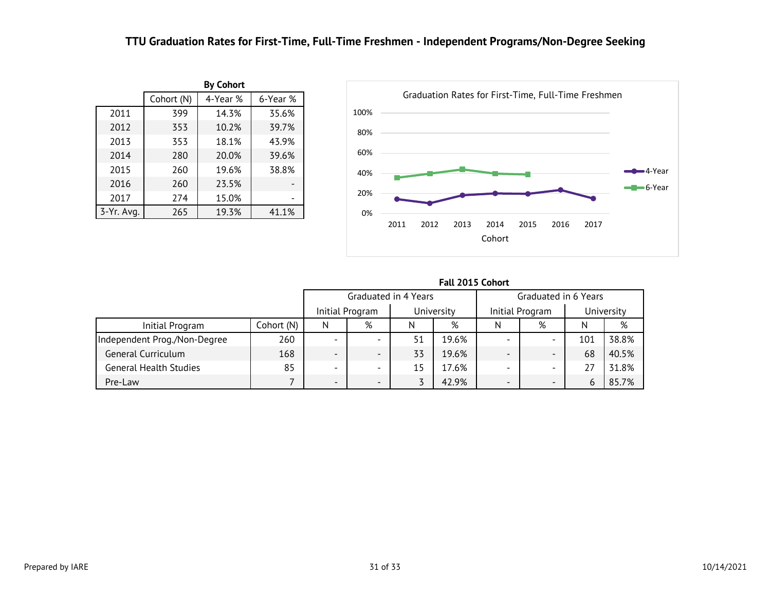# TTU Graduation Rates for First-Time, Full-Time Freshmen - Independent Programs/Non-Degree Seeking

**By Cohort**

| | Cohort (N) | 4-Year % | 6-Year % |
|---|---|---|---|
| 2011 | 399 | 14.3% | 35.6% |
| 2012 | 353 | 10.2% | 39.7% |
| 2013 | 353 | 18.1% | 43.9% |
| 2014 | 280 | 20.0% | 39.6% |
| 2015 | 260 | 19.6% | 38.8% |
| 2016 | 260 | 23.5% | - |
| 2017 | 274 | 15.0% | - |
| 3-Yr. Avg. | 265 | 19.3% | 41.1% |

Graduation Rates for First-Time, Full-Time Freshmen

**Fall 2015 Cohort**

| | | Graduated in 4 Years | | | | Graduated in 6 Years | | | |
|---|---|---|---|---|---|---|---|---|---|
| | | Initial Program | | University | | Initial Program | | University | |
| Initial Program | Cohort (N) | N | % | N | % | N | % | N | % |
| Independent Prog./Non-Degree | 260 | - | - | 51 | 19.6% | - | - | 101 | 38.8% |
| General Curriculum | 168 | - | - | 33 | 19.6% | - | - | 68 | 40.5% |
| General Health Studies | 85 | - | - | 15 | 17.6% | - | - | 27 | 31.8% |
| Pre-Law | 7 | - | - | 3 | 42.9% | - | - | 6 | 85.7% |

Prepared by IARE

10/14/2021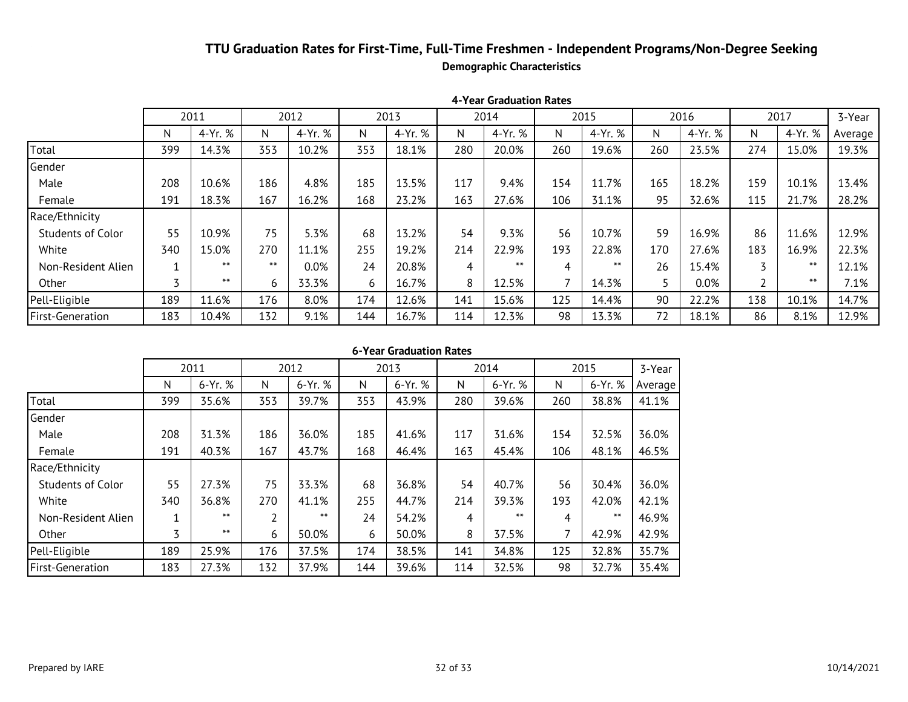# TTU Graduation Rates for First-Time, Full-Time Freshmen - Independent Programs/Non-Degree Seeking

**Demographic Characteristics**

**4-Year Graduation Rates**

| | 2011 | | 2012 | | 2013 | | 2014 | | 2015 | | 2016 | | 2017 | | 3-Year |
|---|---|---|---|---|---|---|---|---|---|---|---|---|---|---|---|
| | N | 4-Yr. % | N | 4-Yr. % | N | 4-Yr. % | N | 4-Yr. % | N | 4-Yr. % | N | 4-Yr. % | N | 4-Yr. % | Average |
| Total | 399 | 14.3% | 353 | 10.2% | 353 | 18.1% | 280 | 20.0% | 260 | 19.6% | 260 | 23.5% | 274 | 15.0% | 19.3% |
| Gender | | | | | | | | | | | | | | | |
| Male | 208 | 10.6% | 186 | 4.8% | 185 | 13.5% | 117 | 9.4% | 154 | 11.7% | 165 | 18.2% | 159 | 10.1% | 13.4% |
| Female | 191 | 18.3% | 167 | 16.2% | 168 | 23.2% | 163 | 27.6% | 106 | 31.1% | 95 | 32.6% | 115 | 21.7% | 28.2% |
| Race/Ethnicity | | | | | | | | | | | | | | | |
| Students of Color | 55 | 10.9% | 75 | 5.3% | 68 | 13.2% | 54 | 9.3% | 56 | 10.7% | 59 | 16.9% | 86 | 11.6% | 12.9% |
| White | 340 | 15.0% | 270 | 11.1% | 255 | 19.2% | 214 | 22.9% | 193 | 22.8% | 170 | 27.6% | 183 | 16.9% | 22.3% |
| Non-Resident Alien | 1 | ** | ** | 0.0% | 24 | 20.8% | 4 | ** | 4 | ** | 26 | 15.4% | 3 | ** | 12.1% |
| Other | 3 | ** | 6 | 33.3% | 6 | 16.7% | 8 | 12.5% | 7 | 14.3% | 5 | 0.0% | 2 | ** | 7.1% |
| Pell-Eligible | 189 | 11.6% | 176 | 8.0% | 174 | 12.6% | 141 | 15.6% | 125 | 14.4% | 90 | 22.2% | 138 | 10.1% | 14.7% |
| First-Generation | 183 | 10.4% | 132 | 9.1% | 144 | 16.7% | 114 | 12.3% | 98 | 13.3% | 72 | 18.1% | 86 | 8.1% | 12.9% |

**6-Year Graduation Rates**

| | 2011 | | 2012 | | 2013 | | 2014 | | 2015 | | 3-Year |
|---|---|---|---|---|---|---|---|---|---|---|---|
| | N | 6-Yr. % | N | 6-Yr. % | N | 6-Yr. % | N | 6-Yr. % | N | 6-Yr. % | Average |
| Total | 399 | 35.6% | 353 | 39.7% | 353 | 43.9% | 280 | 39.6% | 260 | 38.8% | 41.1% |
| Gender | | | | | | | | | | | |
| Male | 208 | 31.3% | 186 | 36.0% | 185 | 41.6% | 117 | 31.6% | 154 | 32.5% | 36.0% |
| Female | 191 | 40.3% | 167 | 43.7% | 168 | 46.4% | 163 | 45.4% | 106 | 48.1% | 46.5% |
| Race/Ethnicity | | | | | | | | | | | |
| Students of Color | 55 | 27.3% | 75 | 33.3% | 68 | 36.8% | 54 | 40.7% | 56 | 30.4% | 36.0% |
| White | 340 | 36.8% | 270 | 41.1% | 255 | 44.7% | 214 | 39.3% | 193 | 42.0% | 42.1% |
| Non-Resident Alien | 1 | ** | 2 | ** | 24 | 54.2% | 4 | ** | 4 | ** | 46.9% |
| Other | 3 | ** | 6 | 50.0% | 6 | 50.0% | 8 | 37.5% | 7 | 42.9% | 42.9% |
| Pell-Eligible | 189 | 25.9% | 176 | 37.5% | 174 | 38.5% | 141 | 34.8% | 125 | 32.8% | 35.7% |
| First-Generation | 183 | 27.3% | 132 | 37.9% | 144 | 39.6% | 114 | 32.5% | 98 | 32.7% | 35.4% |

Prepared by IARE

10/14/2021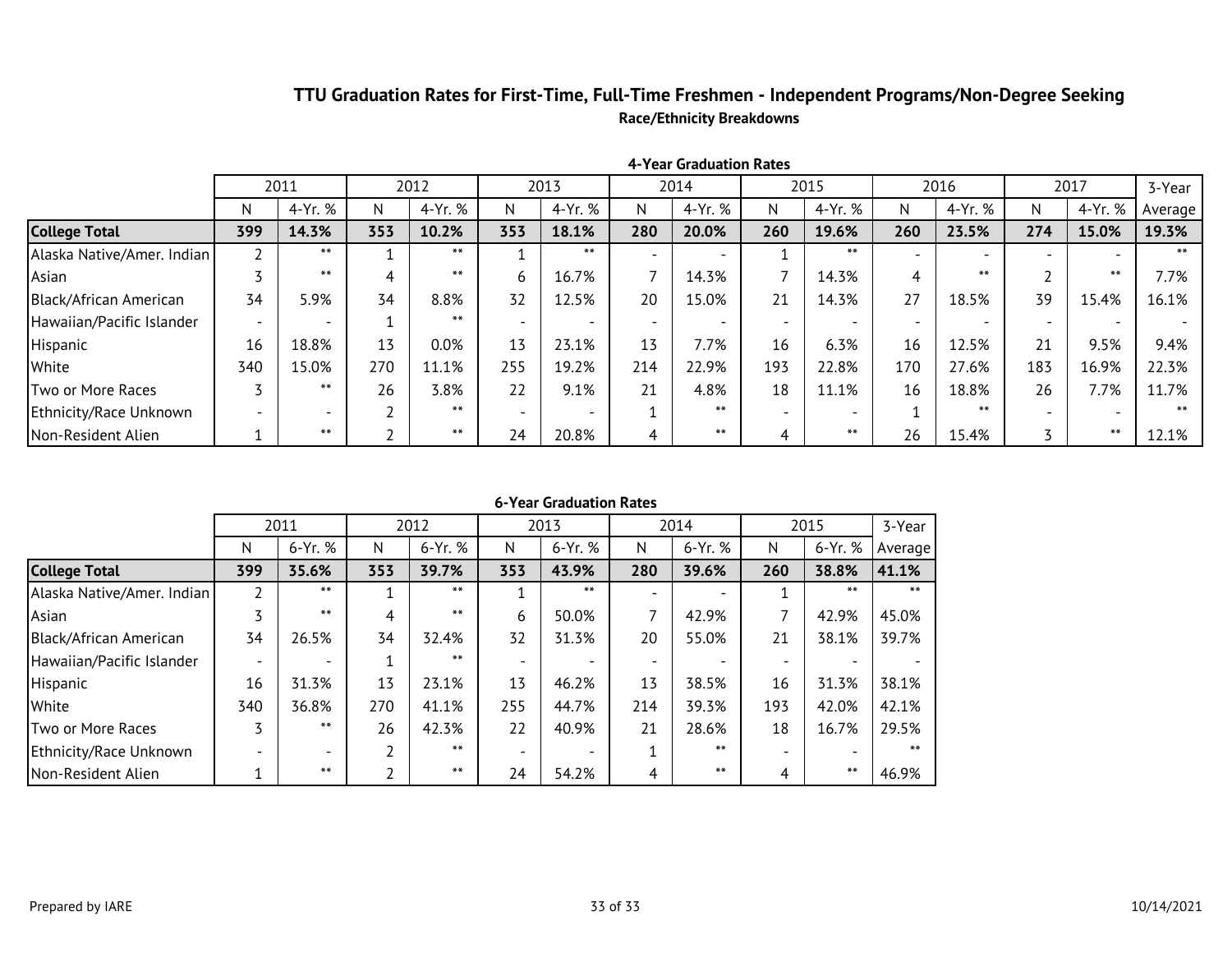# TTU Graduation Rates for First-Time, Full-Time Freshmen - Independent Programs/Non-Degree Seeking

## Race/Ethnicity Breakdowns

### 4-Year Graduation Rates

| | 2011 | | 2012 | | 2013 | | 2014 | | 2015 | | 2016 | | 2017 | | 3-Year |
|---|---|---|---|---|---|---|---|---|---|---|---|---|---|---|---|
| | N | 4-Yr. % | N | 4-Yr. % | N | 4-Yr. % | N | 4-Yr. % | N | 4-Yr. % | N | 4-Yr. % | N | 4-Yr. % | Average |
| **College Total** | **399** | **14.3%** | **353** | **10.2%** | **353** | **18.1%** | **280** | **20.0%** | **260** | **19.6%** | **260** | **23.5%** | **274** | **15.0%** | **19.3%** |
| Alaska Native/Amer. Indian | 2 | ** | 1 | ** | 1 | ** | - | - | 1 | ** | - | - | - | - | ** |
| Asian | 3 | ** | 4 | ** | 6 | 16.7% | 7 | 14.3% | 7 | 14.3% | 4 | ** | 2 | ** | 7.7% |
| Black/African American | 34 | 5.9% | 34 | 8.8% | 32 | 12.5% | 20 | 15.0% | 21 | 14.3% | 27 | 18.5% | 39 | 15.4% | 16.1% |
| Hawaiian/Pacific Islander | - | - | 1 | ** | - | - | - | - | - | - | - | - | - | - | - |
| Hispanic | 16 | 18.8% | 13 | 0.0% | 13 | 23.1% | 13 | 7.7% | 16 | 6.3% | 16 | 12.5% | 21 | 9.5% | 9.4% |
| White | 340 | 15.0% | 270 | 11.1% | 255 | 19.2% | 214 | 22.9% | 193 | 22.8% | 170 | 27.6% | 183 | 16.9% | 22.3% |
| Two or More Races | 3 | ** | 26 | 3.8% | 22 | 9.1% | 21 | 4.8% | 18 | 11.1% | 16 | 18.8% | 26 | 7.7% | 11.7% |
| Ethnicity/Race Unknown | - | - | 2 | ** | - | - | 1 | ** | - | - | 1 | ** | - | - | ** |
| Non-Resident Alien | 1 | ** | 2 | ** | 24 | 20.8% | 4 | ** | 4 | ** | 26 | 15.4% | 3 | ** | 12.1% |

### 6-Year Graduation Rates

| | 2011 | | 2012 | | 2013 | | 2014 | | 2015 | | 3-Year |
|---|---|---|---|---|---|---|---|---|---|---|---|
| | N | 6-Yr. % | N | 6-Yr. % | N | 6-Yr. % | N | 6-Yr. % | N | 6-Yr. % | Average |
| **College Total** | **399** | **35.6%** | **353** | **39.7%** | **353** | **43.9%** | **280** | **39.6%** | **260** | **38.8%** | **41.1%** |
| Alaska Native/Amer. Indian | 2 | ** | 1 | ** | 1 | ** | - | - | 1 | ** | ** |
| Asian | 3 | ** | 4 | ** | 6 | 50.0% | 7 | 42.9% | 7 | 42.9% | 45.0% |
| Black/African American | 34 | 26.5% | 34 | 32.4% | 32 | 31.3% | 20 | 55.0% | 21 | 38.1% | 39.7% |
| Hawaiian/Pacific Islander | - | - | 1 | ** | - | - | - | - | - | - | - |
| Hispanic | 16 | 31.3% | 13 | 23.1% | 13 | 46.2% | 13 | 38.5% | 16 | 31.3% | 38.1% |
| White | 340 | 36.8% | 270 | 41.1% | 255 | 44.7% | 214 | 39.3% | 193 | 42.0% | 42.1% |
| Two or More Races | 3 | ** | 26 | 42.3% | 22 | 40.9% | 21 | 28.6% | 18 | 16.7% | 29.5% |
| Ethnicity/Race Unknown | - | - | 2 | ** | - | - | 1 | ** | - | - | ** |
| Non-Resident Alien | 1 | ** | 2 | ** | 24 | 54.2% | 4 | ** | 4 | ** | 46.9% |

Prepared by IARE

10/14/2021